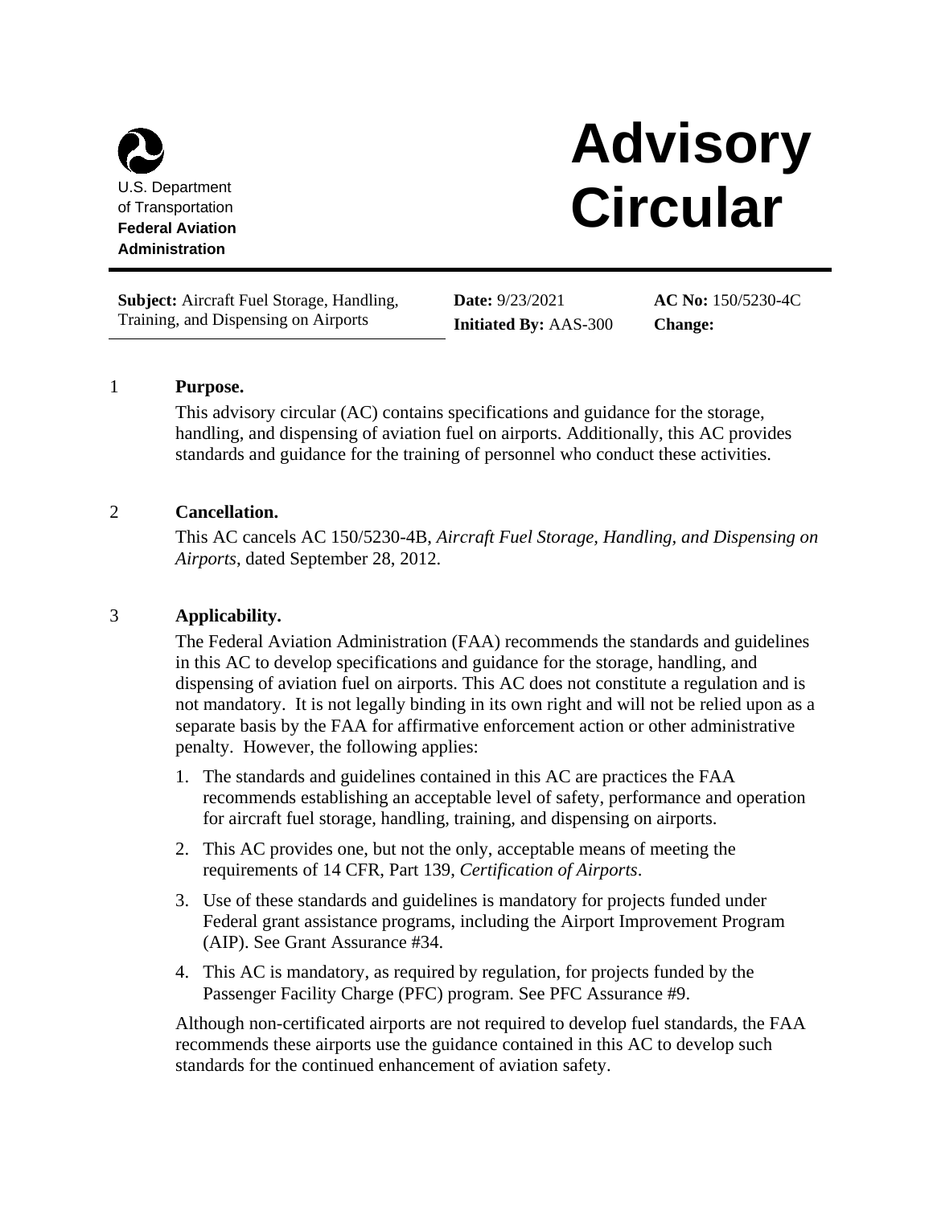U.S. Department of Transportation
**Federal Aviation Administration**

# Advisory Circular

| **Subject:** Aircraft Fuel Storage, Handling, Training, and Dispensing on Airports | **Date:** 9/23/2021<br>**Initiated By:** AAS-300 | **AC No:** 150/5230-4C<br>**Change:** |
| --- | --- | --- |

## 1 Purpose.

This advisory circular (AC) contains specifications and guidance for the storage, handling, and dispensing of aviation fuel on airports. Additionally, this AC provides standards and guidance for the training of personnel who conduct these activities.

## 2 Cancellation.

This AC cancels AC 150/5230-4B, *Aircraft Fuel Storage, Handling, and Dispensing on Airports*, dated September 28, 2012.

## 3 Applicability.

The Federal Aviation Administration (FAA) recommends the standards and guidelines in this AC to develop specifications and guidance for the storage, handling, and dispensing of aviation fuel on airports. This AC does not constitute a regulation and is not mandatory. It is not legally binding in its own right and will not be relied upon as a separate basis by the FAA for affirmative enforcement action or other administrative penalty. However, the following applies:

1. The standards and guidelines contained in this AC are practices the FAA recommends establishing an acceptable level of safety, performance and operation for aircraft fuel storage, handling, training, and dispensing on airports.
2. This AC provides one, but not the only, acceptable means of meeting the requirements of 14 CFR, Part 139, *Certification of Airports*.
3. Use of these standards and guidelines is mandatory for projects funded under Federal grant assistance programs, including the Airport Improvement Program (AIP). See Grant Assurance #34.
4. This AC is mandatory, as required by regulation, for projects funded by the Passenger Facility Charge (PFC) program. See PFC Assurance #9.

Although non-certificated airports are not required to develop fuel standards, the FAA recommends these airports use the guidance contained in this AC to develop such standards for the continued enhancement of aviation safety.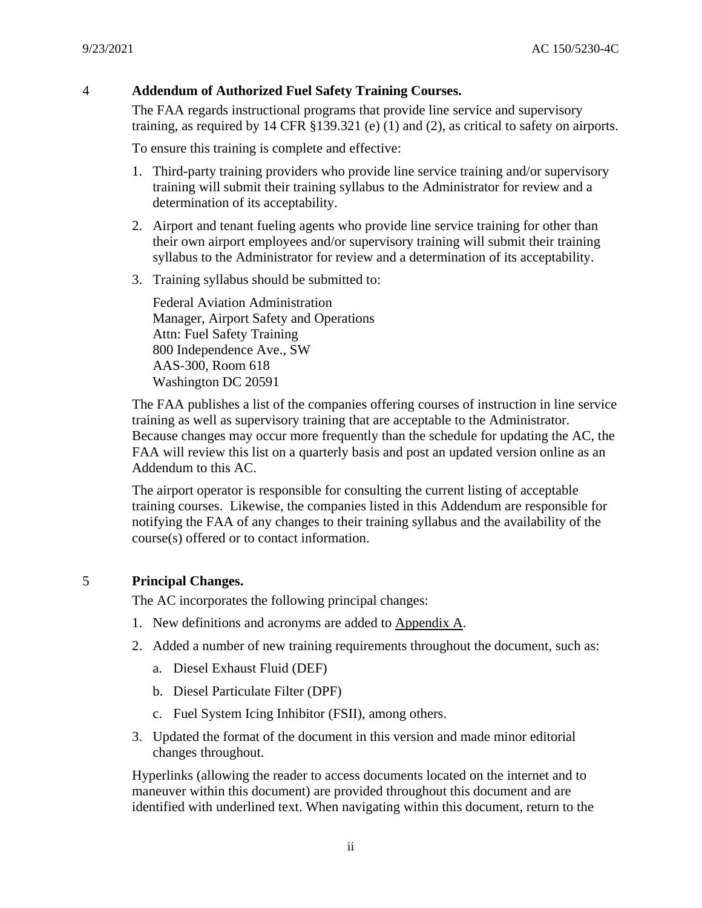## 4 Addendum of Authorized Fuel Safety Training Courses.

The FAA regards instructional programs that provide line service and supervisory training, as required by 14 CFR §139.321 (e) (1) and (2), as critical to safety on airports.

To ensure this training is complete and effective:

1. Third-party training providers who provide line service training and/or supervisory training will submit their training syllabus to the Administrator for review and a determination of its acceptability.
2. Airport and tenant fueling agents who provide line service training for other than their own airport employees and/or supervisory training will submit their training syllabus to the Administrator for review and a determination of its acceptability.
3. Training syllabus should be submitted to:

   Federal Aviation Administration
   Manager, Airport Safety and Operations
   Attn: Fuel Safety Training
   800 Independence Ave., SW
   AAS-300, Room 618
   Washington DC 20591

The FAA publishes a list of the companies offering courses of instruction in line service training as well as supervisory training that are acceptable to the Administrator. Because changes may occur more frequently than the schedule for updating the AC, the FAA will review this list on a quarterly basis and post an updated version online as an Addendum to this AC.

The airport operator is responsible for consulting the current listing of acceptable training courses. Likewise, the companies listed in this Addendum are responsible for notifying the FAA of any changes to their training syllabus and the availability of the course(s) offered or to contact information.

## 5 Principal Changes.

The AC incorporates the following principal changes:

1. New definitions and acronyms are added to Appendix A.
2. Added a number of new training requirements throughout the document, such as:
   a. Diesel Exhaust Fluid (DEF)
   b. Diesel Particulate Filter (DPF)
   c. Fuel System Icing Inhibitor (FSII), among others.
3. Updated the format of the document in this version and made minor editorial changes throughout.

Hyperlinks (allowing the reader to access documents located on the internet and to maneuver within this document) are provided throughout this document and are identified with underlined text. When navigating within this document, return to the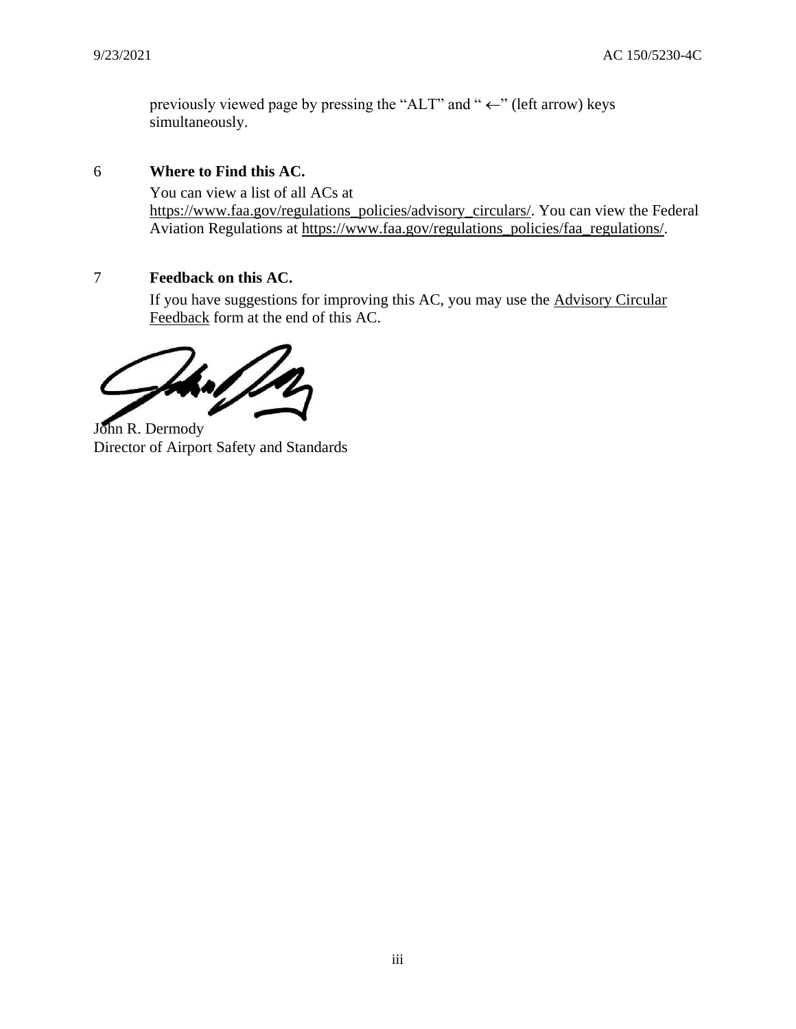previously viewed page by pressing the "ALT" and " ←" (left arrow) keys simultaneously.

## 6 Where to Find this AC.

You can view a list of all ACs at https://www.faa.gov/regulations_policies/advisory_circulars/. You can view the Federal Aviation Regulations at https://www.faa.gov/regulations_policies/faa_regulations/.

## 7 Feedback on this AC.

If you have suggestions for improving this AC, you may use the Advisory Circular Feedback form at the end of this AC.

John R. Dermody
Director of Airport Safety and Standards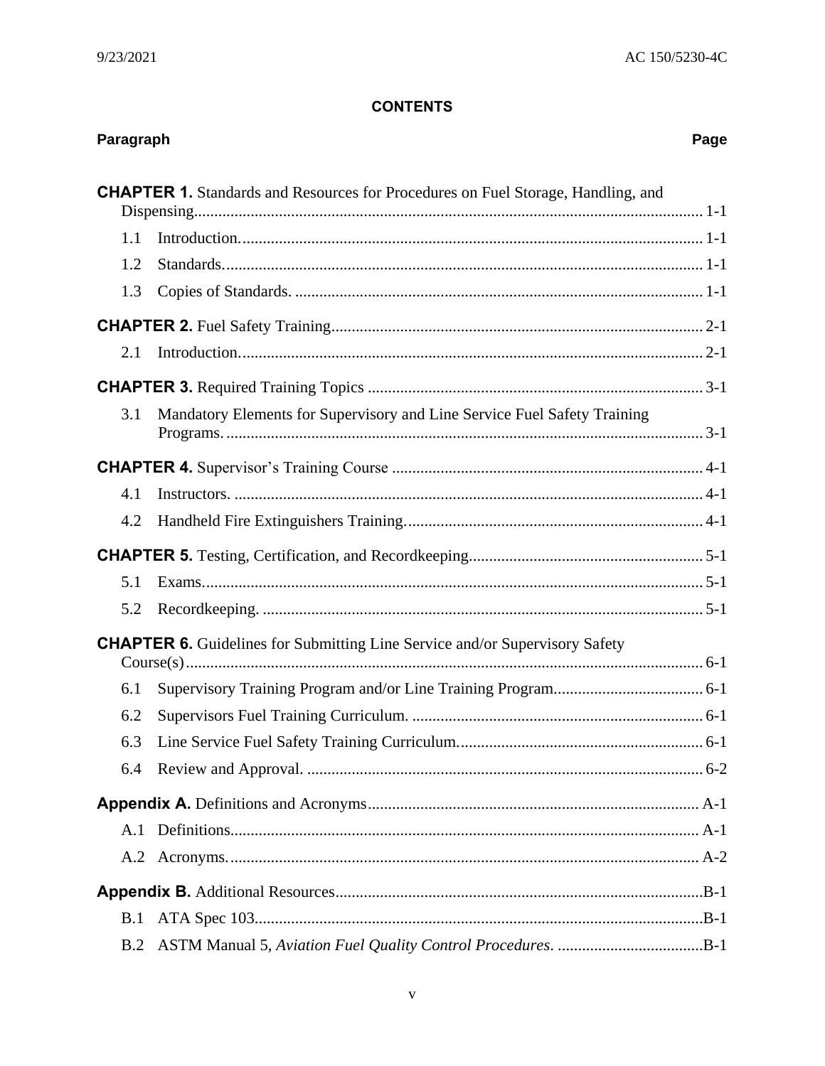# CONTENTS

| Paragraph | | Page |
|---|---|---|
| **CHAPTER 1.** Standards and Resources for Procedures on Fuel Storage, Handling, and Dispensing | | 1-1 |
| 1.1 | Introduction. | 1-1 |
| 1.2 | Standards. | 1-1 |
| 1.3 | Copies of Standards. | 1-1 |
| **CHAPTER 2.** Fuel Safety Training | | 2-1 |
| 2.1 | Introduction. | 2-1 |
| **CHAPTER 3.** Required Training Topics | | 3-1 |
| 3.1 | Mandatory Elements for Supervisory and Line Service Fuel Safety Training Programs. | 3-1 |
| **CHAPTER 4.** Supervisor's Training Course | | 4-1 |
| 4.1 | Instructors. | 4-1 |
| 4.2 | Handheld Fire Extinguishers Training. | 4-1 |
| **CHAPTER 5.** Testing, Certification, and Recordkeeping | | 5-1 |
| 5.1 | Exams. | 5-1 |
| 5.2 | Recordkeeping. | 5-1 |
| **CHAPTER 6.** Guidelines for Submitting Line Service and/or Supervisory Safety Course(s) | | 6-1 |
| 6.1 | Supervisory Training Program and/or Line Training Program. | 6-1 |
| 6.2 | Supervisors Fuel Training Curriculum. | 6-1 |
| 6.3 | Line Service Fuel Safety Training Curriculum. | 6-1 |
| 6.4 | Review and Approval. | 6-2 |
| **Appendix A.** Definitions and Acronyms | | A-1 |
| A.1 | Definitions. | A-1 |
| A.2 | Acronyms. | A-2 |
| **Appendix B.** Additional Resources | | B-1 |
| B.1 | ATA Spec 103. | B-1 |
| B.2 | ASTM Manual 5, *Aviation Fuel Quality Control Procedures*. | B-1 |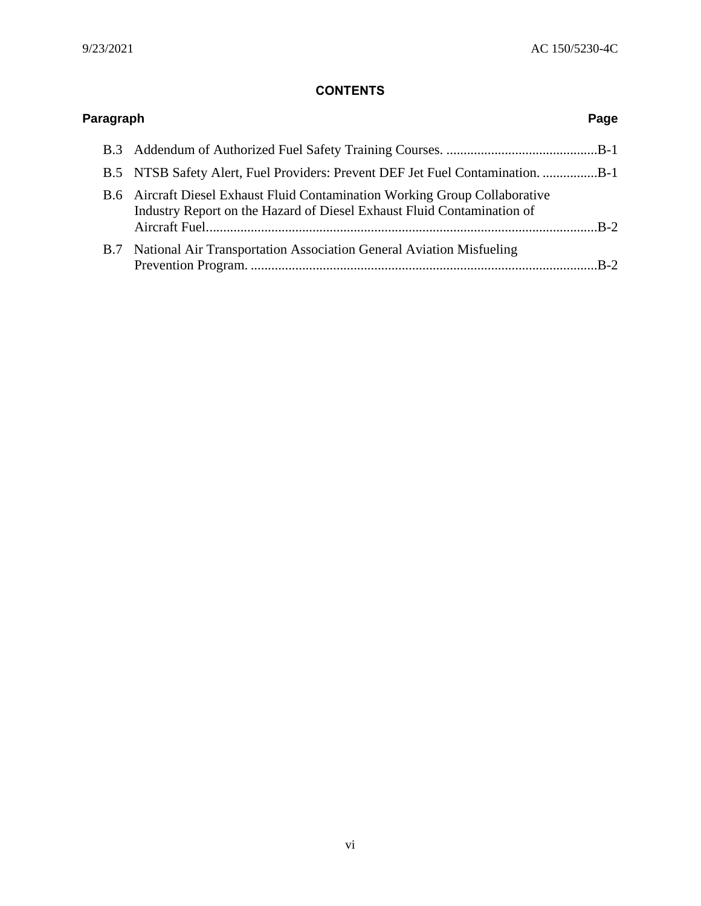**CONTENTS**

| Paragraph | | Page |
|---|---|---|
| B.3 | Addendum of Authorized Fuel Safety Training Courses. | B-1 |
| B.5 | NTSB Safety Alert, Fuel Providers: Prevent DEF Jet Fuel Contamination. | B-1 |
| B.6 | Aircraft Diesel Exhaust Fluid Contamination Working Group Collaborative Industry Report on the Hazard of Diesel Exhaust Fluid Contamination of Aircraft Fuel. | B-2 |
| B.7 | National Air Transportation Association General Aviation Misfueling Prevention Program. | B-2 |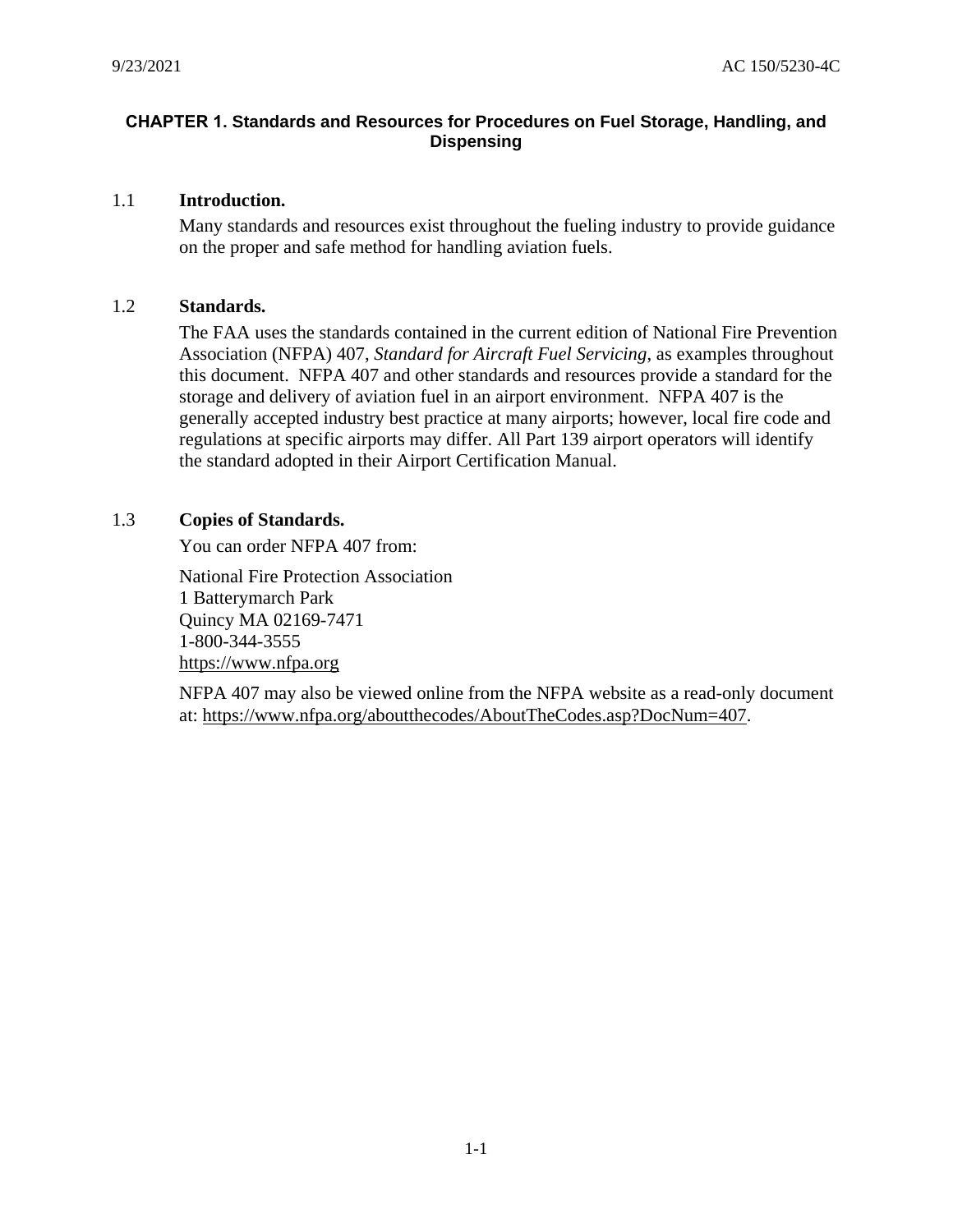# CHAPTER 1. Standards and Resources for Procedures on Fuel Storage, Handling, and Dispensing

## 1.1 Introduction.

Many standards and resources exist throughout the fueling industry to provide guidance on the proper and safe method for handling aviation fuels.

## 1.2 Standards.

The FAA uses the standards contained in the current edition of National Fire Prevention Association (NFPA) 407, *Standard for Aircraft Fuel Servicing*, as examples throughout this document. NFPA 407 and other standards and resources provide a standard for the storage and delivery of aviation fuel in an airport environment. NFPA 407 is the generally accepted industry best practice at many airports; however, local fire code and regulations at specific airports may differ. All Part 139 airport operators will identify the standard adopted in their Airport Certification Manual.

## 1.3 Copies of Standards.

You can order NFPA 407 from:

National Fire Protection Association
1 Batterymarch Park
Quincy MA 02169-7471
1-800-344-3555
https://www.nfpa.org

NFPA 407 may also be viewed online from the NFPA website as a read-only document at: https://www.nfpa.org/aboutthecodes/AboutTheCodes.asp?DocNum=407.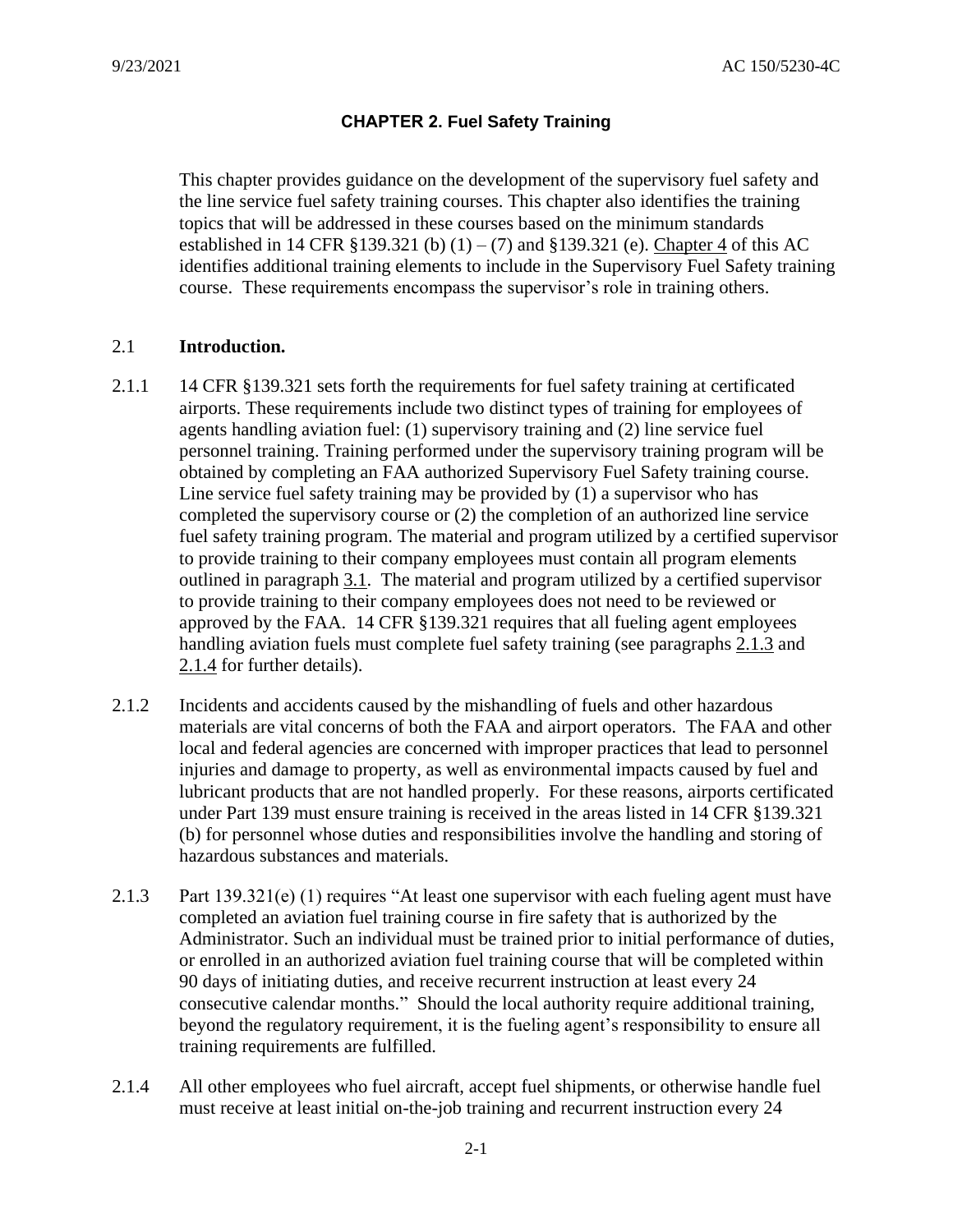## CHAPTER 2. Fuel Safety Training

This chapter provides guidance on the development of the supervisory fuel safety and the line service fuel safety training courses. This chapter also identifies the training topics that will be addressed in these courses based on the minimum standards established in 14 CFR §139.321 (b) (1) – (7) and §139.321 (e). Chapter 4 of this AC identifies additional training elements to include in the Supervisory Fuel Safety training course. These requirements encompass the supervisor's role in training others.

### 2.1 Introduction.

2.1.1 14 CFR §139.321 sets forth the requirements for fuel safety training at certificated airports. These requirements include two distinct types of training for employees of agents handling aviation fuel: (1) supervisory training and (2) line service fuel personnel training. Training performed under the supervisory training program will be obtained by completing an FAA authorized Supervisory Fuel Safety training course. Line service fuel safety training may be provided by (1) a supervisor who has completed the supervisory course or (2) the completion of an authorized line service fuel safety training program. The material and program utilized by a certified supervisor to provide training to their company employees must contain all program elements outlined in paragraph 3.1. The material and program utilized by a certified supervisor to provide training to their company employees does not need to be reviewed or approved by the FAA. 14 CFR §139.321 requires that all fueling agent employees handling aviation fuels must complete fuel safety training (see paragraphs 2.1.3 and 2.1.4 for further details).

2.1.2 Incidents and accidents caused by the mishandling of fuels and other hazardous materials are vital concerns of both the FAA and airport operators. The FAA and other local and federal agencies are concerned with improper practices that lead to personnel injuries and damage to property, as well as environmental impacts caused by fuel and lubricant products that are not handled properly. For these reasons, airports certificated under Part 139 must ensure training is received in the areas listed in 14 CFR §139.321 (b) for personnel whose duties and responsibilities involve the handling and storing of hazardous substances and materials.

2.1.3 Part 139.321(e) (1) requires "At least one supervisor with each fueling agent must have completed an aviation fuel training course in fire safety that is authorized by the Administrator. Such an individual must be trained prior to initial performance of duties, or enrolled in an authorized aviation fuel training course that will be completed within 90 days of initiating duties, and receive recurrent instruction at least every 24 consecutive calendar months." Should the local authority require additional training, beyond the regulatory requirement, it is the fueling agent's responsibility to ensure all training requirements are fulfilled.

2.1.4 All other employees who fuel aircraft, accept fuel shipments, or otherwise handle fuel must receive at least initial on-the-job training and recurrent instruction every 24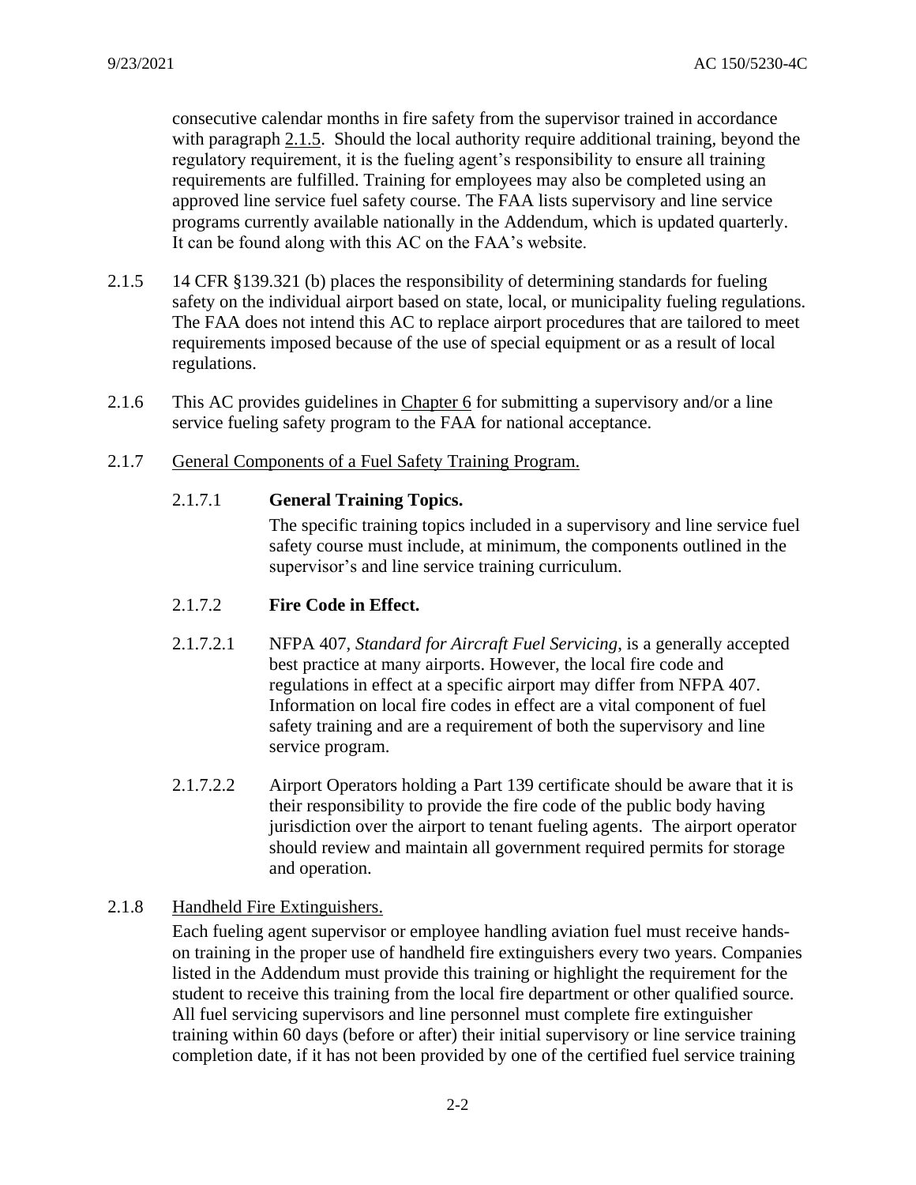consecutive calendar months in fire safety from the supervisor trained in accordance with paragraph 2.1.5. Should the local authority require additional training, beyond the regulatory requirement, it is the fueling agent's responsibility to ensure all training requirements are fulfilled. Training for employees may also be completed using an approved line service fuel safety course. The FAA lists supervisory and line service programs currently available nationally in the Addendum, which is updated quarterly. It can be found along with this AC on the FAA's website.

2.1.5 14 CFR §139.321 (b) places the responsibility of determining standards for fueling safety on the individual airport based on state, local, or municipality fueling regulations. The FAA does not intend this AC to replace airport procedures that are tailored to meet requirements imposed because of the use of special equipment or as a result of local regulations.

2.1.6 This AC provides guidelines in Chapter 6 for submitting a supervisory and/or a line service fueling safety program to the FAA for national acceptance.

2.1.7 General Components of a Fuel Safety Training Program.

2.1.7.1 **General Training Topics.**

The specific training topics included in a supervisory and line service fuel safety course must include, at minimum, the components outlined in the supervisor's and line service training curriculum.

2.1.7.2 **Fire Code in Effect.**

2.1.7.2.1 NFPA 407, *Standard for Aircraft Fuel Servicing*, is a generally accepted best practice at many airports. However, the local fire code and regulations in effect at a specific airport may differ from NFPA 407. Information on local fire codes in effect are a vital component of fuel safety training and are a requirement of both the supervisory and line service program.

2.1.7.2.2 Airport Operators holding a Part 139 certificate should be aware that it is their responsibility to provide the fire code of the public body having jurisdiction over the airport to tenant fueling agents. The airport operator should review and maintain all government required permits for storage and operation.

2.1.8 Handheld Fire Extinguishers.

Each fueling agent supervisor or employee handling aviation fuel must receive hands-on training in the proper use of handheld fire extinguishers every two years. Companies listed in the Addendum must provide this training or highlight the requirement for the student to receive this training from the local fire department or other qualified source. All fuel servicing supervisors and line personnel must complete fire extinguisher training within 60 days (before or after) their initial supervisory or line service training completion date, if it has not been provided by one of the certified fuel service training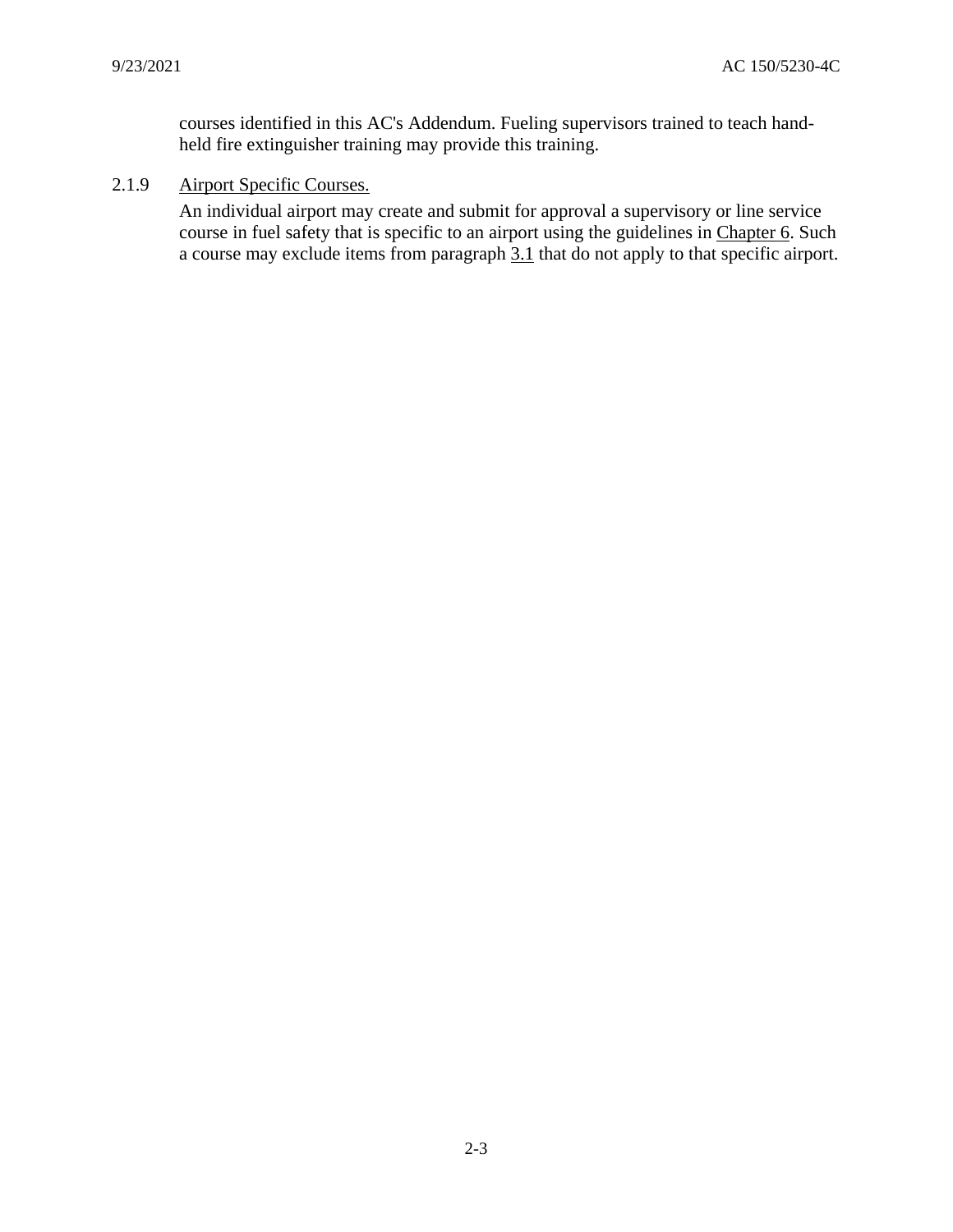courses identified in this AC's Addendum. Fueling supervisors trained to teach hand-held fire extinguisher training may provide this training.

2.1.9 Airport Specific Courses.

An individual airport may create and submit for approval a supervisory or line service course in fuel safety that is specific to an airport using the guidelines in Chapter 6. Such a course may exclude items from paragraph 3.1 that do not apply to that specific airport.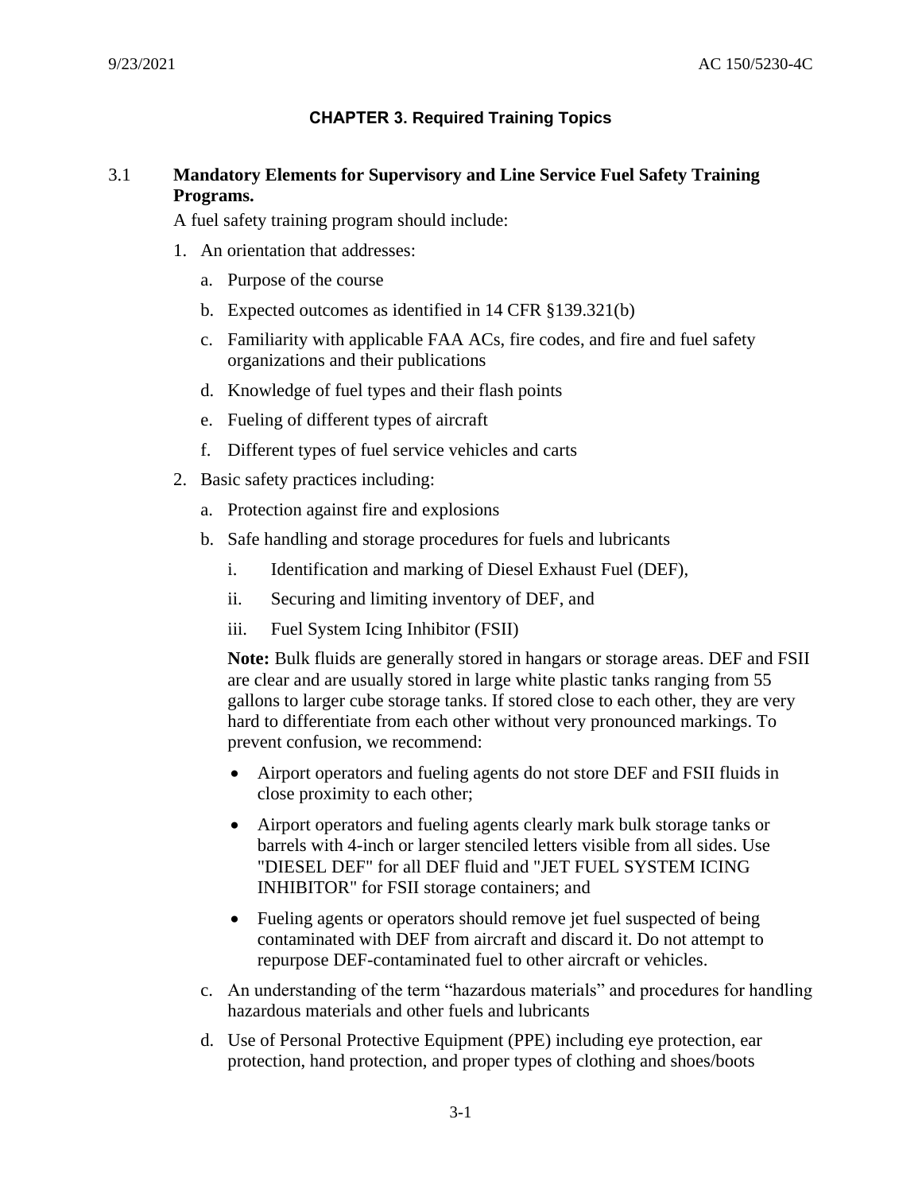# CHAPTER 3. Required Training Topics

## 3.1 Mandatory Elements for Supervisory and Line Service Fuel Safety Training Programs.

A fuel safety training program should include:

1. An orientation that addresses:
   a. Purpose of the course
   b. Expected outcomes as identified in 14 CFR §139.321(b)
   c. Familiarity with applicable FAA ACs, fire codes, and fire and fuel safety organizations and their publications
   d. Knowledge of fuel types and their flash points
   e. Fueling of different types of aircraft
   f. Different types of fuel service vehicles and carts
2. Basic safety practices including:
   a. Protection against fire and explosions
   b. Safe handling and storage procedures for fuels and lubricants
      i. Identification and marking of Diesel Exhaust Fuel (DEF),
      ii. Securing and limiting inventory of DEF, and
      iii. Fuel System Icing Inhibitor (FSII)

      **Note:** Bulk fluids are generally stored in hangars or storage areas. DEF and FSII are clear and are usually stored in large white plastic tanks ranging from 55 gallons to larger cube storage tanks. If stored close to each other, they are very hard to differentiate from each other without very pronounced markings. To prevent confusion, we recommend:

      - Airport operators and fueling agents do not store DEF and FSII fluids in close proximity to each other;
      - Airport operators and fueling agents clearly mark bulk storage tanks or barrels with 4-inch or larger stenciled letters visible from all sides. Use "DIESEL DEF" for all DEF fluid and "JET FUEL SYSTEM ICING INHIBITOR" for FSII storage containers; and
      - Fueling agents or operators should remove jet fuel suspected of being contaminated with DEF from aircraft and discard it. Do not attempt to repurpose DEF-contaminated fuel to other aircraft or vehicles.
   c. An understanding of the term "hazardous materials" and procedures for handling hazardous materials and other fuels and lubricants
   d. Use of Personal Protective Equipment (PPE) including eye protection, ear protection, hand protection, and proper types of clothing and shoes/boots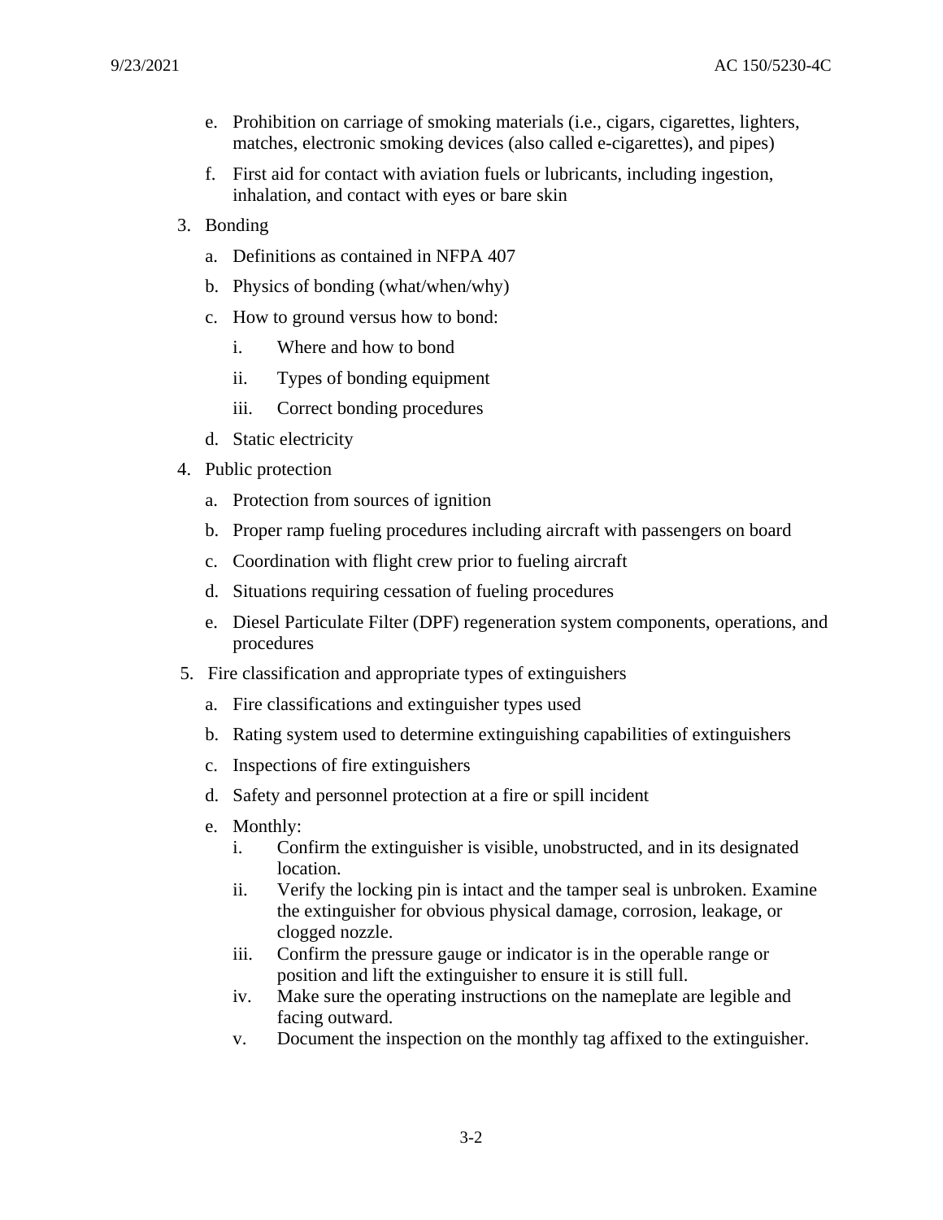e. Prohibition on carriage of smoking materials (i.e., cigars, cigarettes, lighters, matches, electronic smoking devices (also called e-cigarettes), and pipes)

f. First aid for contact with aviation fuels or lubricants, including ingestion, inhalation, and contact with eyes or bare skin

3. Bonding

   a. Definitions as contained in NFPA 407

   b. Physics of bonding (what/when/why)

   c. How to ground versus how to bond:

      i. Where and how to bond

      ii. Types of bonding equipment

      iii. Correct bonding procedures

   d. Static electricity

4. Public protection

   a. Protection from sources of ignition

   b. Proper ramp fueling procedures including aircraft with passengers on board

   c. Coordination with flight crew prior to fueling aircraft

   d. Situations requiring cessation of fueling procedures

   e. Diesel Particulate Filter (DPF) regeneration system components, operations, and procedures

5. Fire classification and appropriate types of extinguishers

   a. Fire classifications and extinguisher types used

   b. Rating system used to determine extinguishing capabilities of extinguishers

   c. Inspections of fire extinguishers

   d. Safety and personnel protection at a fire or spill incident

   e. Monthly:

      i. Confirm the extinguisher is visible, unobstructed, and in its designated location.

      ii. Verify the locking pin is intact and the tamper seal is unbroken. Examine the extinguisher for obvious physical damage, corrosion, leakage, or clogged nozzle.

      iii. Confirm the pressure gauge or indicator is in the operable range or position and lift the extinguisher to ensure it is still full.

      iv. Make sure the operating instructions on the nameplate are legible and facing outward.

      v. Document the inspection on the monthly tag affixed to the extinguisher.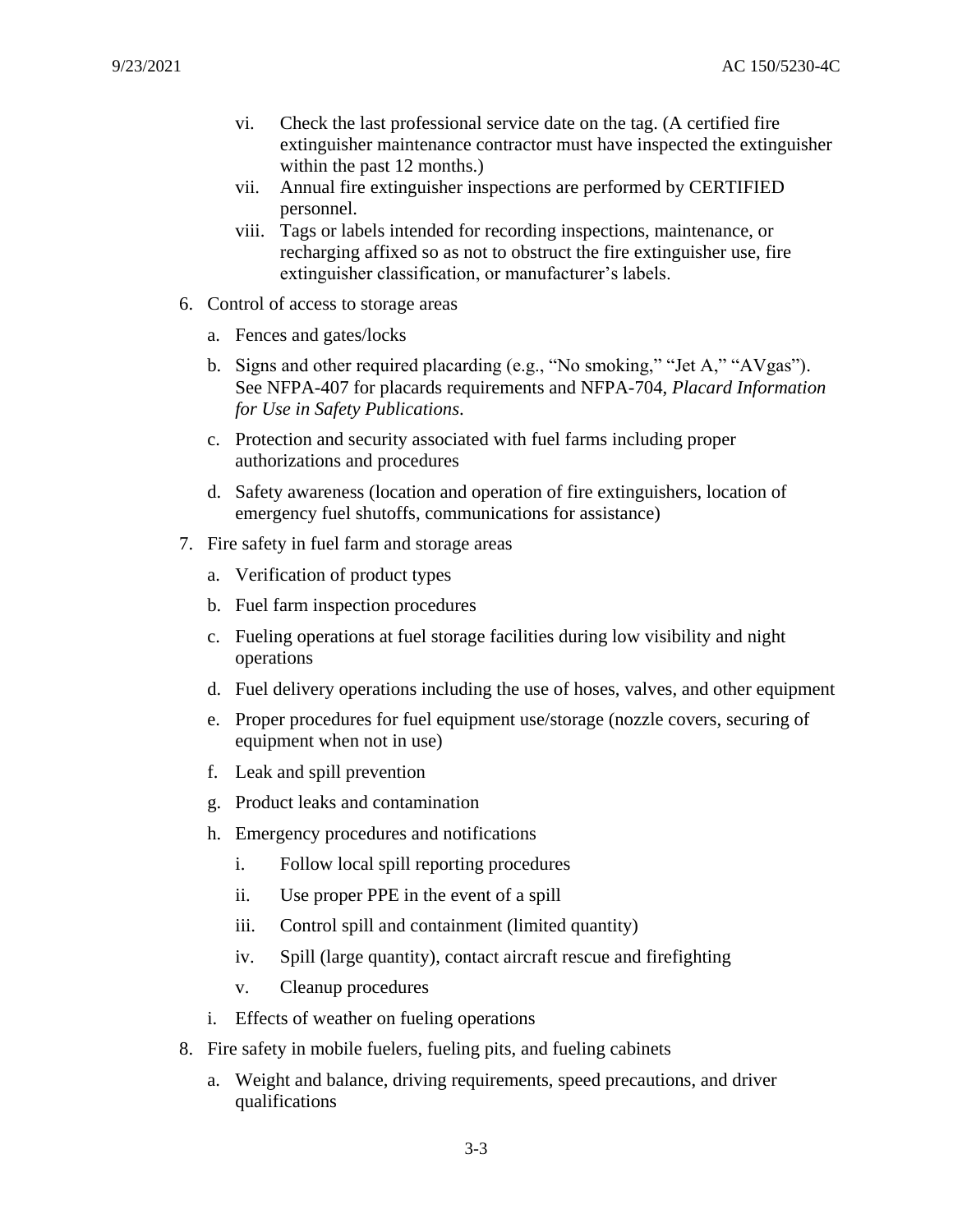vi. Check the last professional service date on the tag. (A certified fire extinguisher maintenance contractor must have inspected the extinguisher within the past 12 months.)

vii. Annual fire extinguisher inspections are performed by CERTIFIED personnel.

viii. Tags or labels intended for recording inspections, maintenance, or recharging affixed so as not to obstruct the fire extinguisher use, fire extinguisher classification, or manufacturer's labels.

6. Control of access to storage areas
   a. Fences and gates/locks
   b. Signs and other required placarding (e.g., "No smoking," "Jet A," "AVgas"). See NFPA-407 for placards requirements and NFPA-704, *Placard Information for Use in Safety Publications*.
   c. Protection and security associated with fuel farms including proper authorizations and procedures
   d. Safety awareness (location and operation of fire extinguishers, location of emergency fuel shutoffs, communications for assistance)
7. Fire safety in fuel farm and storage areas
   a. Verification of product types
   b. Fuel farm inspection procedures
   c. Fueling operations at fuel storage facilities during low visibility and night operations
   d. Fuel delivery operations including the use of hoses, valves, and other equipment
   e. Proper procedures for fuel equipment use/storage (nozzle covers, securing of equipment when not in use)
   f. Leak and spill prevention
   g. Product leaks and contamination
   h. Emergency procedures and notifications
      i. Follow local spill reporting procedures
      ii. Use proper PPE in the event of a spill
      iii. Control spill and containment (limited quantity)
      iv. Spill (large quantity), contact aircraft rescue and firefighting
      v. Cleanup procedures
   i. Effects of weather on fueling operations
8. Fire safety in mobile fuelers, fueling pits, and fueling cabinets
   a. Weight and balance, driving requirements, speed precautions, and driver qualifications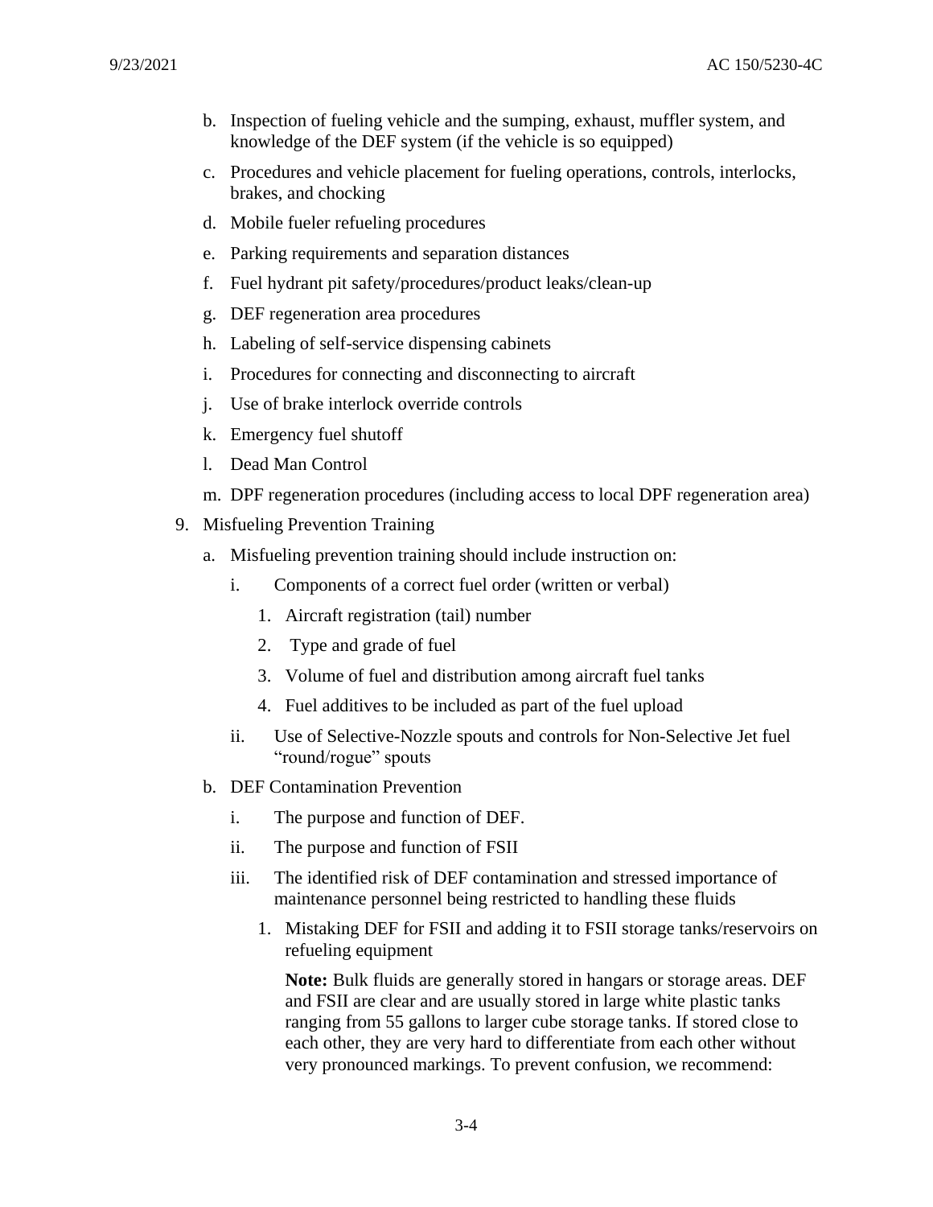b. Inspection of fueling vehicle and the sumping, exhaust, muffler system, and knowledge of the DEF system (if the vehicle is so equipped)

c. Procedures and vehicle placement for fueling operations, controls, interlocks, brakes, and chocking

d. Mobile fueler refueling procedures

e. Parking requirements and separation distances

f. Fuel hydrant pit safety/procedures/product leaks/clean-up

g. DEF regeneration area procedures

h. Labeling of self-service dispensing cabinets

i. Procedures for connecting and disconnecting to aircraft

j. Use of brake interlock override controls

k. Emergency fuel shutoff

l. Dead Man Control

m. DPF regeneration procedures (including access to local DPF regeneration area)

9. Misfueling Prevention Training

   a. Misfueling prevention training should include instruction on:

      i. Components of a correct fuel order (written or verbal)

         1. Aircraft registration (tail) number
         2. Type and grade of fuel
         3. Volume of fuel and distribution among aircraft fuel tanks
         4. Fuel additives to be included as part of the fuel upload

      ii. Use of Selective-Nozzle spouts and controls for Non-Selective Jet fuel "round/rogue" spouts

   b. DEF Contamination Prevention

      i. The purpose and function of DEF.

      ii. The purpose and function of FSII

      iii. The identified risk of DEF contamination and stressed importance of maintenance personnel being restricted to handling these fluids

         1. Mistaking DEF for FSII and adding it to FSII storage tanks/reservoirs on refueling equipment

            **Note:** Bulk fluids are generally stored in hangars or storage areas. DEF and FSII are clear and are usually stored in large white plastic tanks ranging from 55 gallons to larger cube storage tanks. If stored close to each other, they are very hard to differentiate from each other without very pronounced markings. To prevent confusion, we recommend: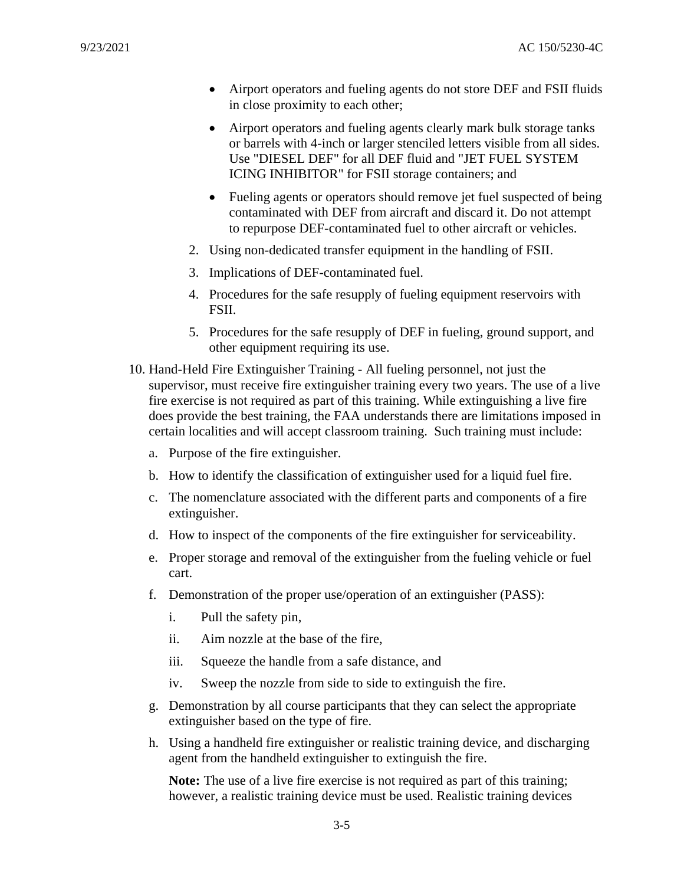- Airport operators and fueling agents do not store DEF and FSII fluids in close proximity to each other;
- Airport operators and fueling agents clearly mark bulk storage tanks or barrels with 4-inch or larger stenciled letters visible from all sides. Use "DIESEL DEF" for all DEF fluid and "JET FUEL SYSTEM ICING INHIBITOR" for FSII storage containers; and
- Fueling agents or operators should remove jet fuel suspected of being contaminated with DEF from aircraft and discard it. Do not attempt to repurpose DEF-contaminated fuel to other aircraft or vehicles.

2. Using non-dedicated transfer equipment in the handling of FSII.
3. Implications of DEF-contaminated fuel.
4. Procedures for the safe resupply of fueling equipment reservoirs with FSII.
5. Procedures for the safe resupply of DEF in fueling, ground support, and other equipment requiring its use.

10. Hand-Held Fire Extinguisher Training - All fueling personnel, not just the supervisor, must receive fire extinguisher training every two years. The use of a live fire exercise is not required as part of this training. While extinguishing a live fire does provide the best training, the FAA understands there are limitations imposed in certain localities and will accept classroom training. Such training must include:

    a. Purpose of the fire extinguisher.

    b. How to identify the classification of extinguisher used for a liquid fuel fire.

    c. The nomenclature associated with the different parts and components of a fire extinguisher.

    d. How to inspect of the components of the fire extinguisher for serviceability.

    e. Proper storage and removal of the extinguisher from the fueling vehicle or fuel cart.

    f. Demonstration of the proper use/operation of an extinguisher (PASS):

        i. Pull the safety pin,

        ii. Aim nozzle at the base of the fire,

        iii. Squeeze the handle from a safe distance, and

        iv. Sweep the nozzle from side to side to extinguish the fire.

    g. Demonstration by all course participants that they can select the appropriate extinguisher based on the type of fire.

    h. Using a handheld fire extinguisher or realistic training device, and discharging agent from the handheld extinguisher to extinguish the fire.

    **Note:** The use of a live fire exercise is not required as part of this training; however, a realistic training device must be used. Realistic training devices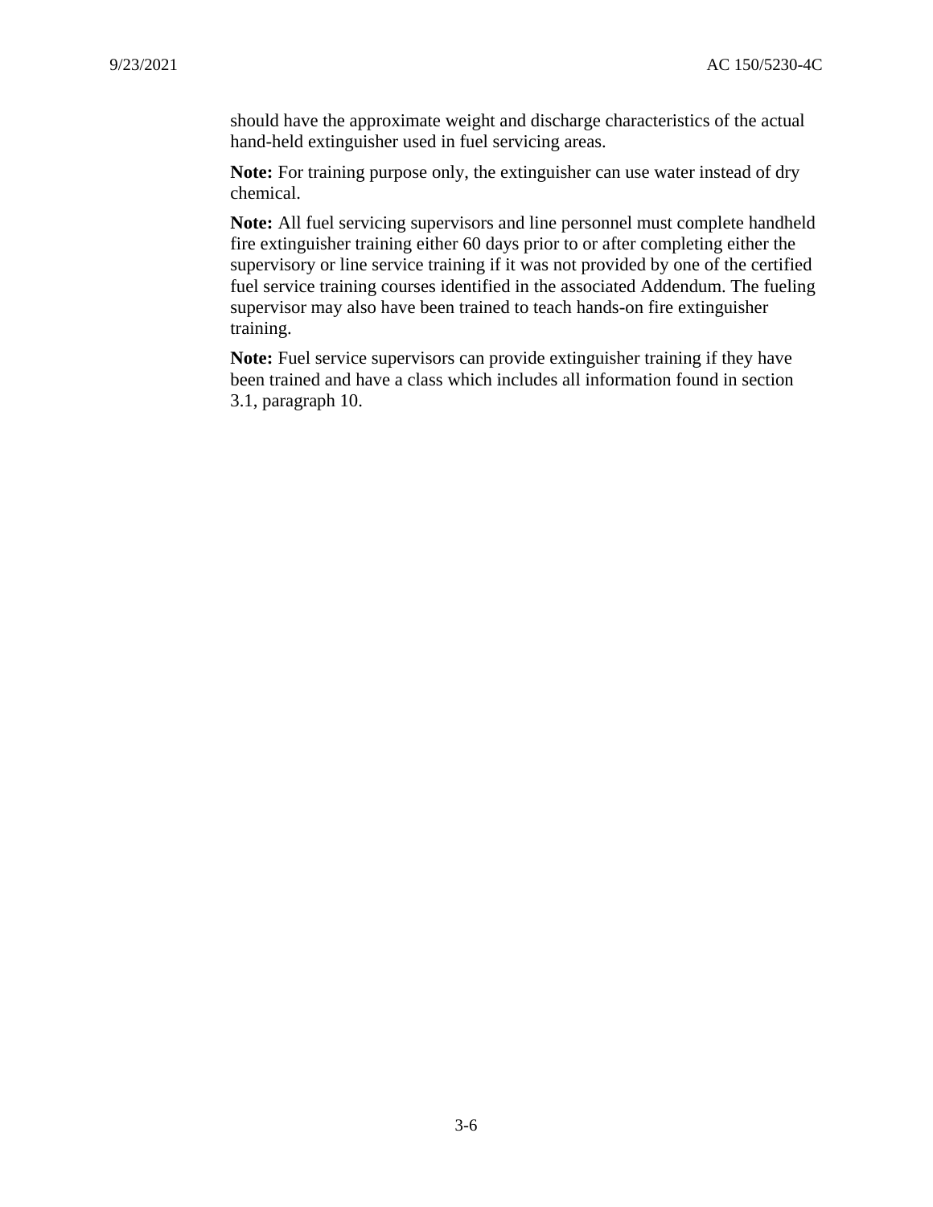should have the approximate weight and discharge characteristics of the actual hand-held extinguisher used in fuel servicing areas.

**Note:** For training purpose only, the extinguisher can use water instead of dry chemical.

**Note:** All fuel servicing supervisors and line personnel must complete handheld fire extinguisher training either 60 days prior to or after completing either the supervisory or line service training if it was not provided by one of the certified fuel service training courses identified in the associated Addendum. The fueling supervisor may also have been trained to teach hands-on fire extinguisher training.

**Note:** Fuel service supervisors can provide extinguisher training if they have been trained and have a class which includes all information found in section 3.1, paragraph 10.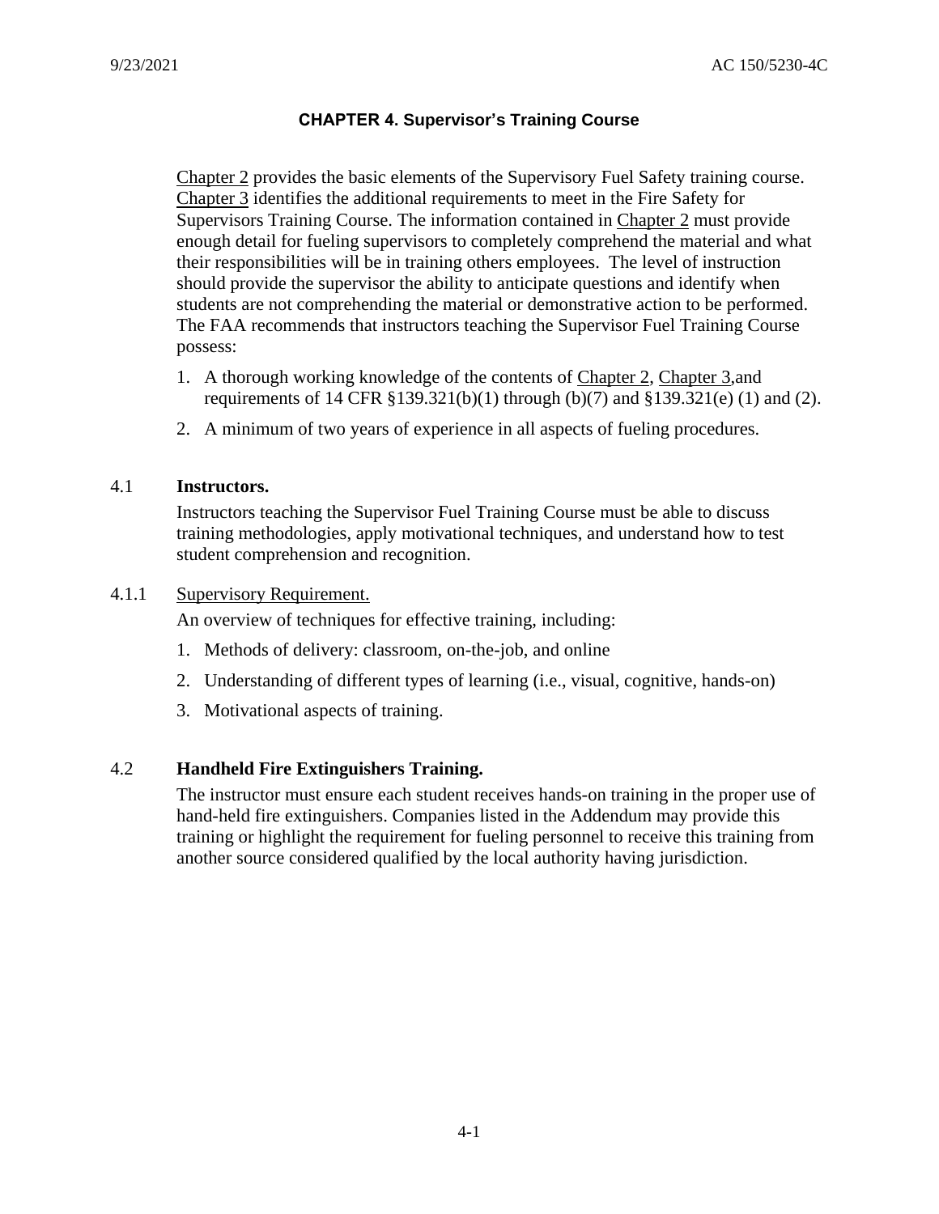# CHAPTER 4. Supervisor's Training Course

Chapter 2 provides the basic elements of the Supervisory Fuel Safety training course. Chapter 3 identifies the additional requirements to meet in the Fire Safety for Supervisors Training Course. The information contained in Chapter 2 must provide enough detail for fueling supervisors to completely comprehend the material and what their responsibilities will be in training others employees. The level of instruction should provide the supervisor the ability to anticipate questions and identify when students are not comprehending the material or demonstrative action to be performed. The FAA recommends that instructors teaching the Supervisor Fuel Training Course possess:

1. A thorough working knowledge of the contents of Chapter 2, Chapter 3,and requirements of 14 CFR §139.321(b)(1) through (b)(7) and §139.321(e) (1) and (2).
2. A minimum of two years of experience in all aspects of fueling procedures.

## 4.1 Instructors.

Instructors teaching the Supervisor Fuel Training Course must be able to discuss training methodologies, apply motivational techniques, and understand how to test student comprehension and recognition.

### 4.1.1 Supervisory Requirement.

An overview of techniques for effective training, including:

1. Methods of delivery: classroom, on-the-job, and online
2. Understanding of different types of learning (i.e., visual, cognitive, hands-on)
3. Motivational aspects of training.

## 4.2 Handheld Fire Extinguishers Training.

The instructor must ensure each student receives hands-on training in the proper use of hand-held fire extinguishers. Companies listed in the Addendum may provide this training or highlight the requirement for fueling personnel to receive this training from another source considered qualified by the local authority having jurisdiction.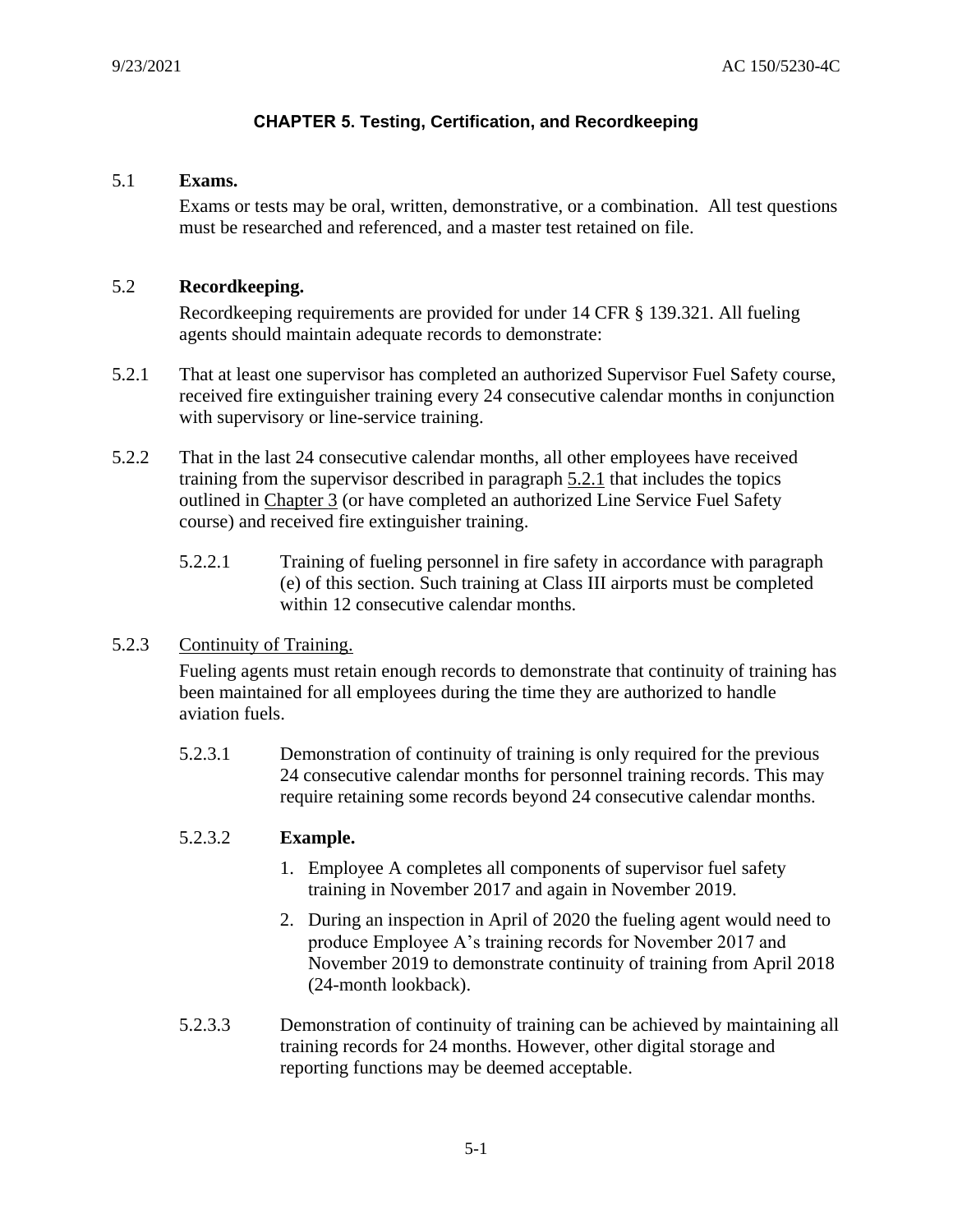# CHAPTER 5. Testing, Certification, and Recordkeeping

## 5.1 Exams.

Exams or tests may be oral, written, demonstrative, or a combination. All test questions must be researched and referenced, and a master test retained on file.

## 5.2 Recordkeeping.

Recordkeeping requirements are provided for under 14 CFR § 139.321. All fueling agents should maintain adequate records to demonstrate:

5.2.1 That at least one supervisor has completed an authorized Supervisor Fuel Safety course, received fire extinguisher training every 24 consecutive calendar months in conjunction with supervisory or line-service training.

5.2.2 That in the last 24 consecutive calendar months, all other employees have received training from the supervisor described in paragraph 5.2.1 that includes the topics outlined in Chapter 3 (or have completed an authorized Line Service Fuel Safety course) and received fire extinguisher training.

5.2.2.1 Training of fueling personnel in fire safety in accordance with paragraph (e) of this section. Such training at Class III airports must be completed within 12 consecutive calendar months.

### 5.2.3 Continuity of Training.

Fueling agents must retain enough records to demonstrate that continuity of training has been maintained for all employees during the time they are authorized to handle aviation fuels.

5.2.3.1 Demonstration of continuity of training is only required for the previous 24 consecutive calendar months for personnel training records. This may require retaining some records beyond 24 consecutive calendar months.

5.2.3.2 **Example.**

1. Employee A completes all components of supervisor fuel safety training in November 2017 and again in November 2019.
2. During an inspection in April of 2020 the fueling agent would need to produce Employee A's training records for November 2017 and November 2019 to demonstrate continuity of training from April 2018 (24-month lookback).

5.2.3.3 Demonstration of continuity of training can be achieved by maintaining all training records for 24 months. However, other digital storage and reporting functions may be deemed acceptable.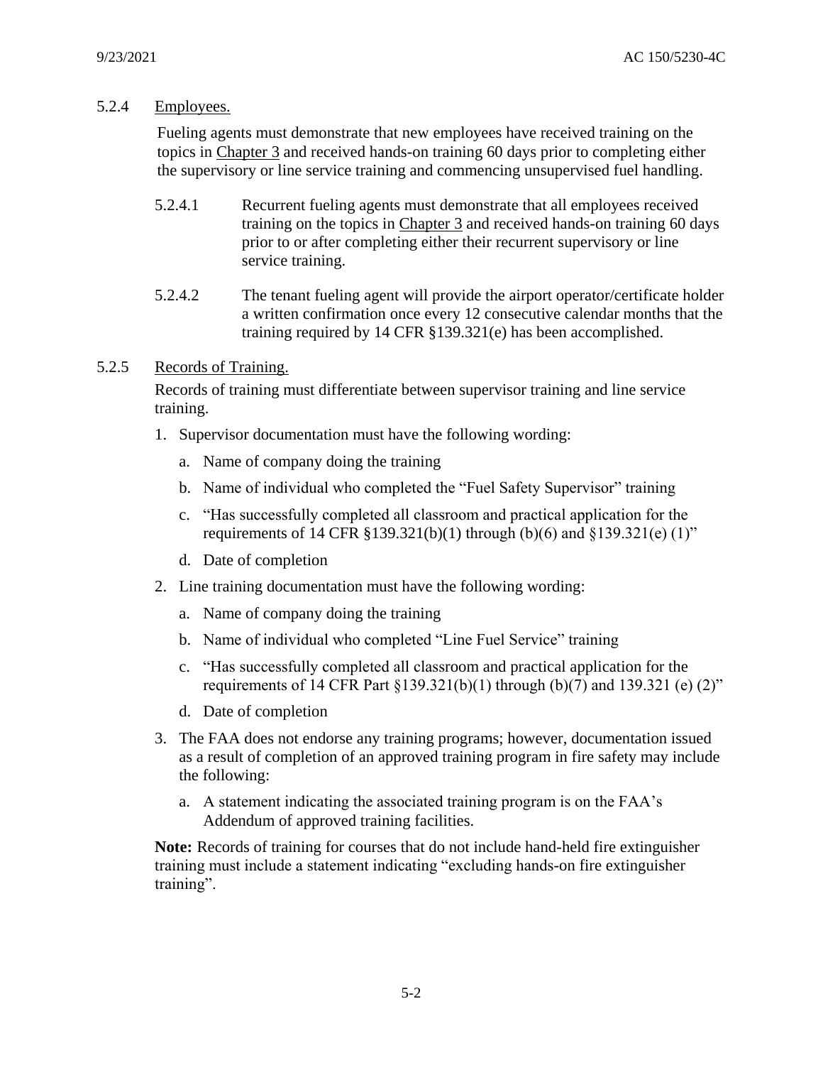### 5.2.4 Employees.

Fueling agents must demonstrate that new employees have received training on the topics in Chapter 3 and received hands-on training 60 days prior to completing either the supervisory or line service training and commencing unsupervised fuel handling.

5.2.4.1 Recurrent fueling agents must demonstrate that all employees received training on the topics in Chapter 3 and received hands-on training 60 days prior to or after completing either their recurrent supervisory or line service training.

5.2.4.2 The tenant fueling agent will provide the airport operator/certificate holder a written confirmation once every 12 consecutive calendar months that the training required by 14 CFR §139.321(e) has been accomplished.

### 5.2.5 Records of Training.

Records of training must differentiate between supervisor training and line service training.

1. Supervisor documentation must have the following wording:
   a. Name of company doing the training
   b. Name of individual who completed the "Fuel Safety Supervisor" training
   c. "Has successfully completed all classroom and practical application for the requirements of 14 CFR §139.321(b)(1) through (b)(6) and §139.321(e) (1)"
   d. Date of completion
2. Line training documentation must have the following wording:
   a. Name of company doing the training
   b. Name of individual who completed "Line Fuel Service" training
   c. "Has successfully completed all classroom and practical application for the requirements of 14 CFR Part §139.321(b)(1) through (b)(7) and 139.321 (e) (2)"
   d. Date of completion
3. The FAA does not endorse any training programs; however, documentation issued as a result of completion of an approved training program in fire safety may include the following:
   a. A statement indicating the associated training program is on the FAA's Addendum of approved training facilities.

**Note:** Records of training for courses that do not include hand-held fire extinguisher training must include a statement indicating "excluding hands-on fire extinguisher training".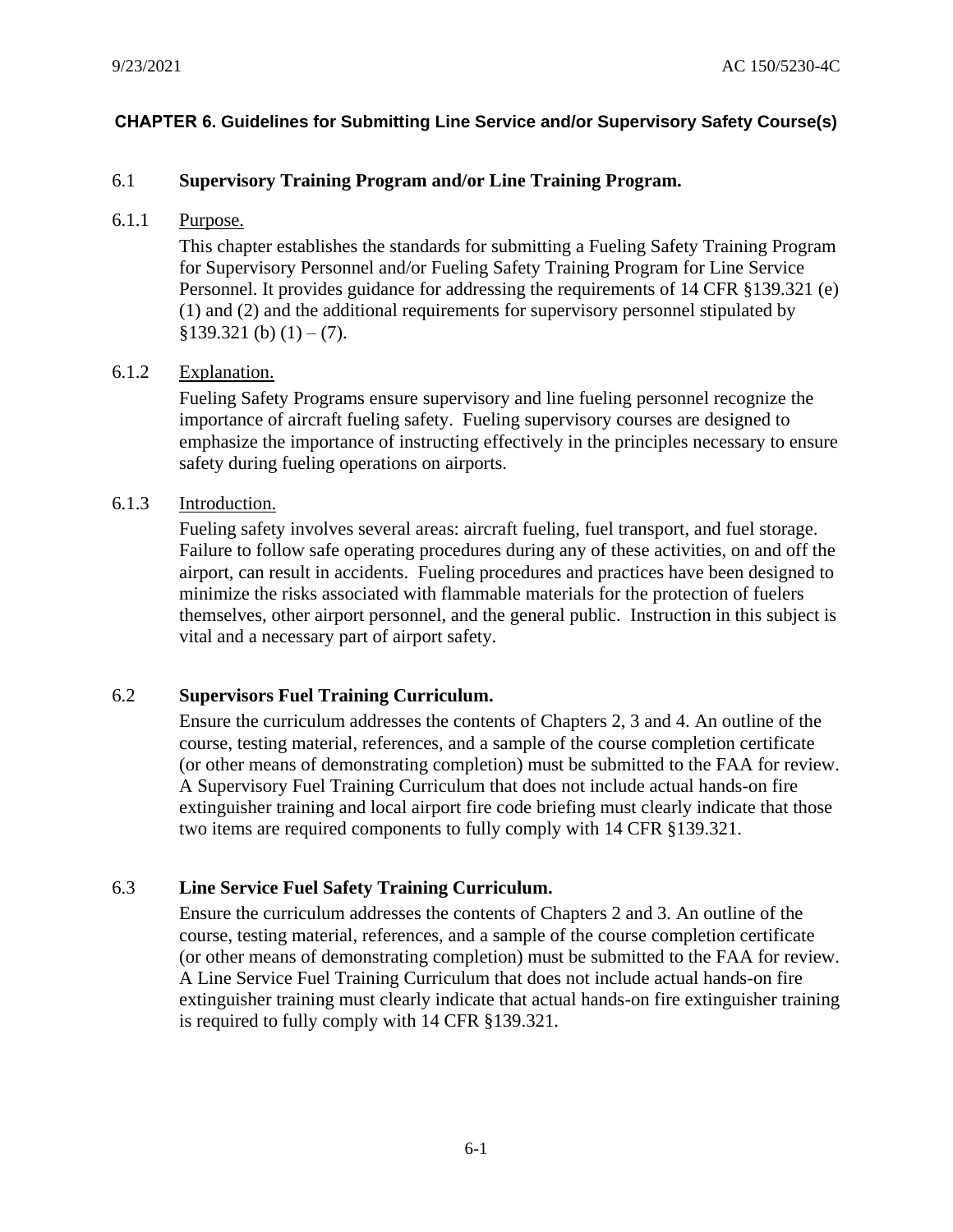## CHAPTER 6. Guidelines for Submitting Line Service and/or Supervisory Safety Course(s)

### 6.1 Supervisory Training Program and/or Line Training Program.

#### 6.1.1 Purpose.

This chapter establishes the standards for submitting a Fueling Safety Training Program for Supervisory Personnel and/or Fueling Safety Training Program for Line Service Personnel. It provides guidance for addressing the requirements of 14 CFR §139.321 (e) (1) and (2) and the additional requirements for supervisory personnel stipulated by §139.321 (b) (1) – (7).

#### 6.1.2 Explanation.

Fueling Safety Programs ensure supervisory and line fueling personnel recognize the importance of aircraft fueling safety. Fueling supervisory courses are designed to emphasize the importance of instructing effectively in the principles necessary to ensure safety during fueling operations on airports.

#### 6.1.3 Introduction.

Fueling safety involves several areas: aircraft fueling, fuel transport, and fuel storage. Failure to follow safe operating procedures during any of these activities, on and off the airport, can result in accidents. Fueling procedures and practices have been designed to minimize the risks associated with flammable materials for the protection of fuelers themselves, other airport personnel, and the general public. Instruction in this subject is vital and a necessary part of airport safety.

### 6.2 Supervisors Fuel Training Curriculum.

Ensure the curriculum addresses the contents of Chapters 2, 3 and 4. An outline of the course, testing material, references, and a sample of the course completion certificate (or other means of demonstrating completion) must be submitted to the FAA for review. A Supervisory Fuel Training Curriculum that does not include actual hands-on fire extinguisher training and local airport fire code briefing must clearly indicate that those two items are required components to fully comply with 14 CFR §139.321.

### 6.3 Line Service Fuel Safety Training Curriculum.

Ensure the curriculum addresses the contents of Chapters 2 and 3. An outline of the course, testing material, references, and a sample of the course completion certificate (or other means of demonstrating completion) must be submitted to the FAA for review. A Line Service Fuel Training Curriculum that does not include actual hands-on fire extinguisher training must clearly indicate that actual hands-on fire extinguisher training is required to fully comply with 14 CFR §139.321.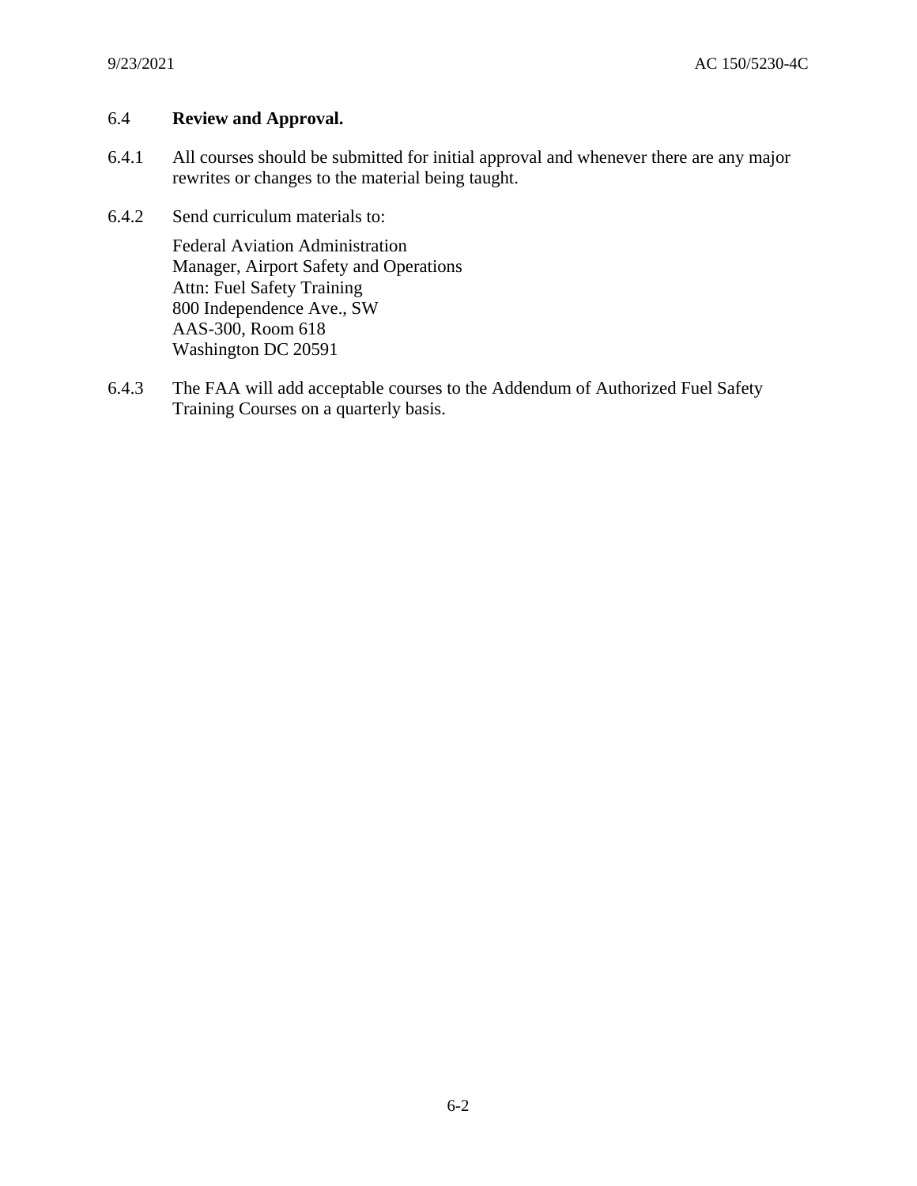## 6.4 **Review and Approval.**

6.4.1 All courses should be submitted for initial approval and whenever there are any major rewrites or changes to the material being taught.

6.4.2 Send curriculum materials to:

Federal Aviation Administration
Manager, Airport Safety and Operations
Attn: Fuel Safety Training
800 Independence Ave., SW
AAS-300, Room 618
Washington DC 20591

6.4.3 The FAA will add acceptable courses to the Addendum of Authorized Fuel Safety Training Courses on a quarterly basis.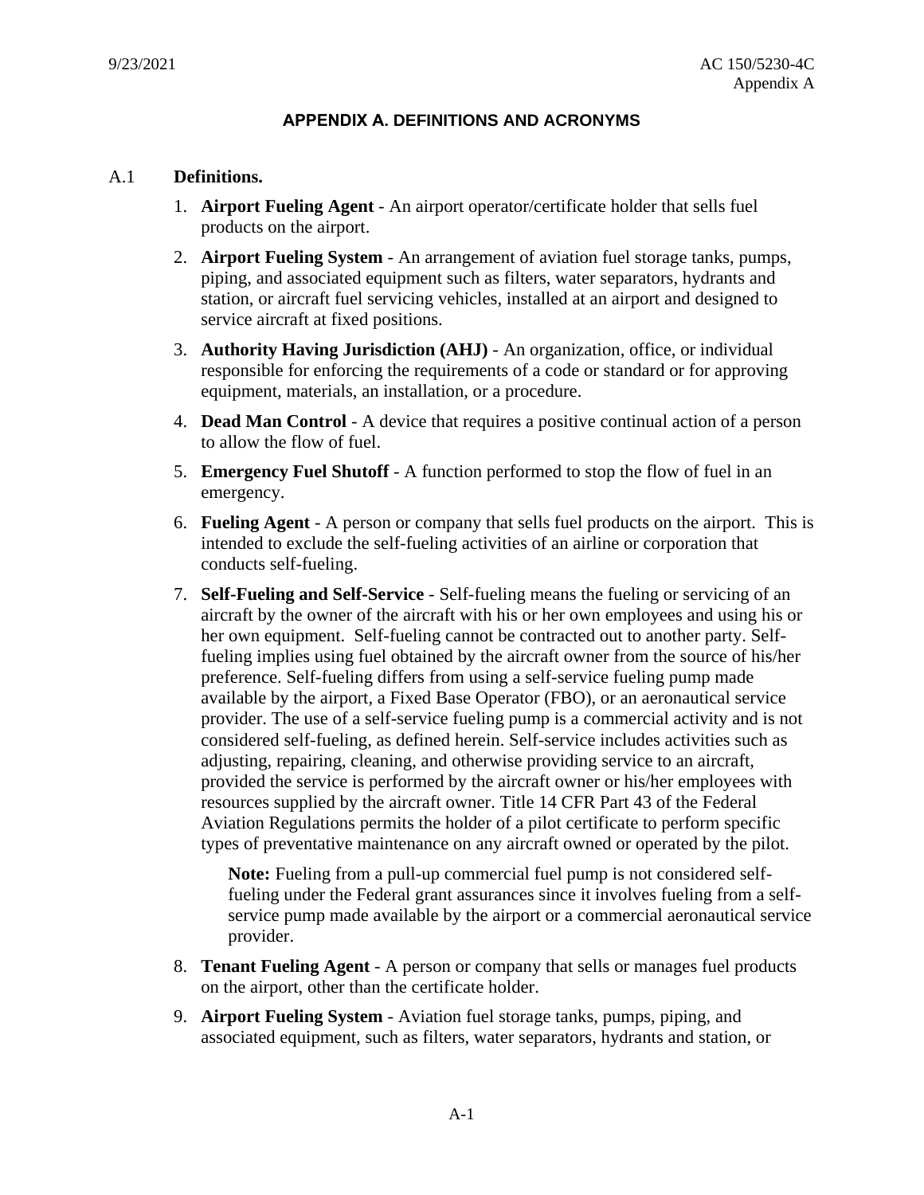# APPENDIX A. DEFINITIONS AND ACRONYMS

A.1 **Definitions.**

1. **Airport Fueling Agent** - An airport operator/certificate holder that sells fuel products on the airport.
2. **Airport Fueling System** - An arrangement of aviation fuel storage tanks, pumps, piping, and associated equipment such as filters, water separators, hydrants and station, or aircraft fuel servicing vehicles, installed at an airport and designed to service aircraft at fixed positions.
3. **Authority Having Jurisdiction (AHJ)** - An organization, office, or individual responsible for enforcing the requirements of a code or standard or for approving equipment, materials, an installation, or a procedure.
4. **Dead Man Control** - A device that requires a positive continual action of a person to allow the flow of fuel.
5. **Emergency Fuel Shutoff** - A function performed to stop the flow of fuel in an emergency.
6. **Fueling Agent** - A person or company that sells fuel products on the airport. This is intended to exclude the self-fueling activities of an airline or corporation that conducts self-fueling.
7. **Self-Fueling and Self-Service** - Self-fueling means the fueling or servicing of an aircraft by the owner of the aircraft with his or her own employees and using his or her own equipment. Self-fueling cannot be contracted out to another party. Self-fueling implies using fuel obtained by the aircraft owner from the source of his/her preference. Self-fueling differs from using a self-service fueling pump made available by the airport, a Fixed Base Operator (FBO), or an aeronautical service provider. The use of a self-service fueling pump is a commercial activity and is not considered self-fueling, as defined herein. Self-service includes activities such as adjusting, repairing, cleaning, and otherwise providing service to an aircraft, provided the service is performed by the aircraft owner or his/her employees with resources supplied by the aircraft owner. Title 14 CFR Part 43 of the Federal Aviation Regulations permits the holder of a pilot certificate to perform specific types of preventative maintenance on any aircraft owned or operated by the pilot.

   **Note:** Fueling from a pull-up commercial fuel pump is not considered self-fueling under the Federal grant assurances since it involves fueling from a self-service pump made available by the airport or a commercial aeronautical service provider.

8. **Tenant Fueling Agent** - A person or company that sells or manages fuel products on the airport, other than the certificate holder.
9. **Airport Fueling System** - Aviation fuel storage tanks, pumps, piping, and associated equipment, such as filters, water separators, hydrants and station, or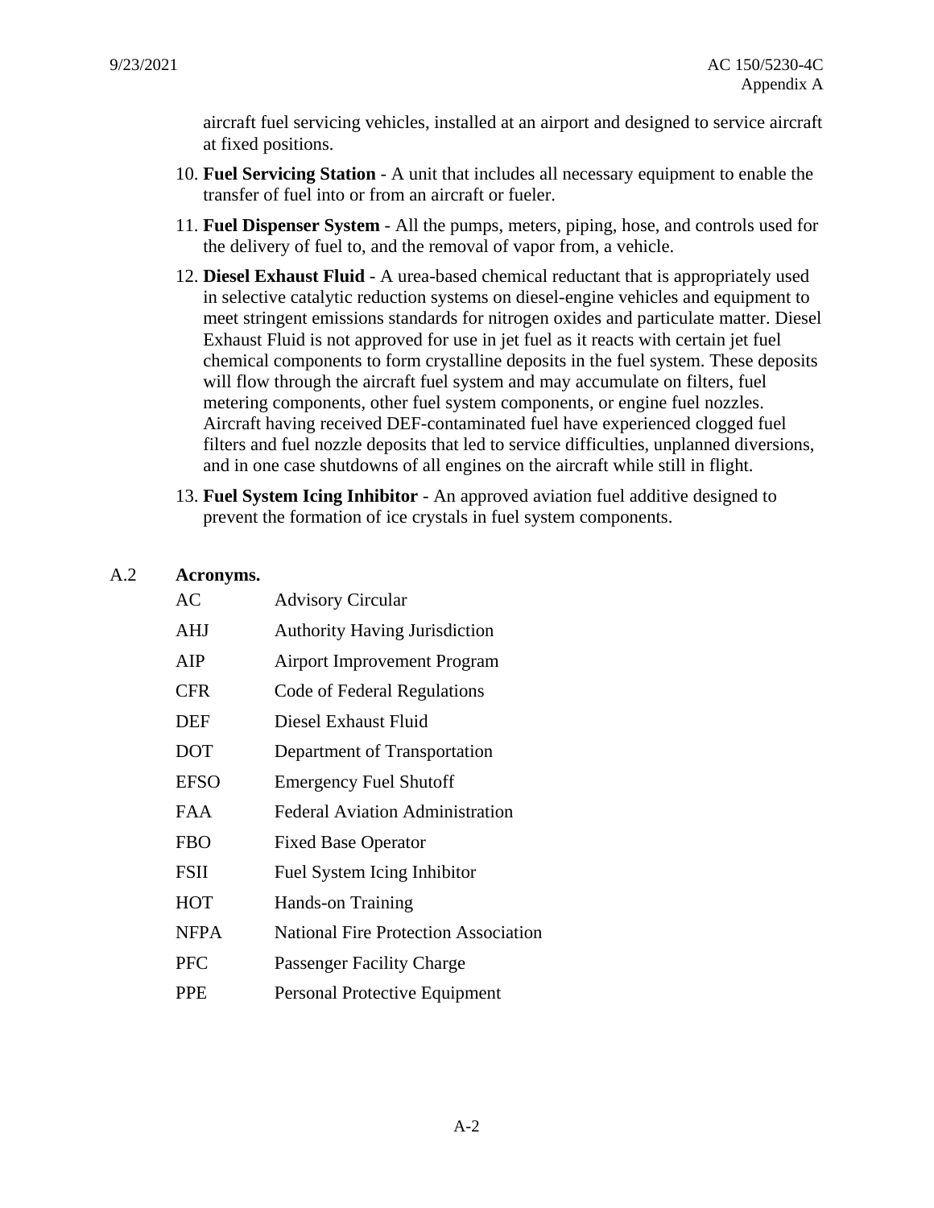aircraft fuel servicing vehicles, installed at an airport and designed to service aircraft at fixed positions.

10. **Fuel Servicing Station** - A unit that includes all necessary equipment to enable the transfer of fuel into or from an aircraft or fueler.
11. **Fuel Dispenser System** - All the pumps, meters, piping, hose, and controls used for the delivery of fuel to, and the removal of vapor from, a vehicle.
12. **Diesel Exhaust Fluid** - A urea-based chemical reductant that is appropriately used in selective catalytic reduction systems on diesel-engine vehicles and equipment to meet stringent emissions standards for nitrogen oxides and particulate matter. Diesel Exhaust Fluid is not approved for use in jet fuel as it reacts with certain jet fuel chemical components to form crystalline deposits in the fuel system. These deposits will flow through the aircraft fuel system and may accumulate on filters, fuel metering components, other fuel system components, or engine fuel nozzles. Aircraft having received DEF-contaminated fuel have experienced clogged fuel filters and fuel nozzle deposits that led to service difficulties, unplanned diversions, and in one case shutdowns of all engines on the aircraft while still in flight.
13. **Fuel System Icing Inhibitor** - An approved aviation fuel additive designed to prevent the formation of ice crystals in fuel system components.

## A.2 Acronyms.

| | |
|---|---|
| AC | Advisory Circular |
| AHJ | Authority Having Jurisdiction |
| AIP | Airport Improvement Program |
| CFR | Code of Federal Regulations |
| DEF | Diesel Exhaust Fluid |
| DOT | Department of Transportation |
| EFSO | Emergency Fuel Shutoff |
| FAA | Federal Aviation Administration |
| FBO | Fixed Base Operator |
| FSII | Fuel System Icing Inhibitor |
| HOT | Hands-on Training |
| NFPA | National Fire Protection Association |
| PFC | Passenger Facility Charge |
| PPE | Personal Protective Equipment |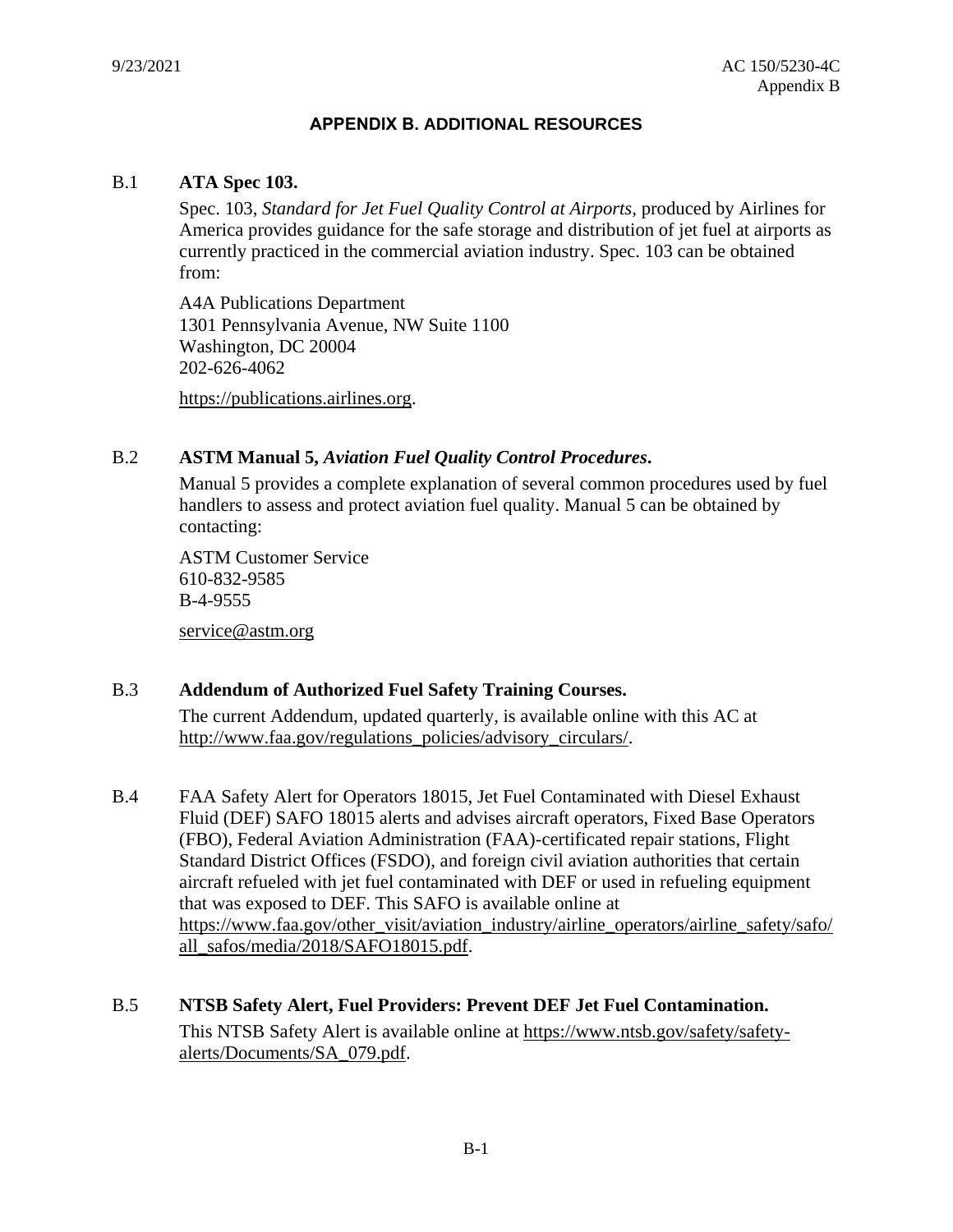# APPENDIX B. ADDITIONAL RESOURCES

B.1 **ATA Spec 103.**

Spec. 103, *Standard for Jet Fuel Quality Control at Airports*, produced by Airlines for America provides guidance for the safe storage and distribution of jet fuel at airports as currently practiced in the commercial aviation industry. Spec. 103 can be obtained from:

A4A Publications Department
1301 Pennsylvania Avenue, NW Suite 1100
Washington, DC 20004
202-626-4062

https://publications.airlines.org.

B.2 **ASTM Manual 5, *Aviation Fuel Quality Control Procedures*.**

Manual 5 provides a complete explanation of several common procedures used by fuel handlers to assess and protect aviation fuel quality. Manual 5 can be obtained by contacting:

ASTM Customer Service
610-832-9585
B-4-9555

service@astm.org

B.3 **Addendum of Authorized Fuel Safety Training Courses.**

The current Addendum, updated quarterly, is available online with this AC at http://www.faa.gov/regulations_policies/advisory_circulars/.

B.4 FAA Safety Alert for Operators 18015, Jet Fuel Contaminated with Diesel Exhaust Fluid (DEF) SAFO 18015 alerts and advises aircraft operators, Fixed Base Operators (FBO), Federal Aviation Administration (FAA)-certificated repair stations, Flight Standard District Offices (FSDO), and foreign civil aviation authorities that certain aircraft refueled with jet fuel contaminated with DEF or used in refueling equipment that was exposed to DEF. This SAFO is available online at https://www.faa.gov/other_visit/aviation_industry/airline_operators/airline_safety/safo/all_safos/media/2018/SAFO18015.pdf.

B.5 **NTSB Safety Alert, Fuel Providers: Prevent DEF Jet Fuel Contamination.**

This NTSB Safety Alert is available online at https://www.ntsb.gov/safety/safety-alerts/Documents/SA_079.pdf.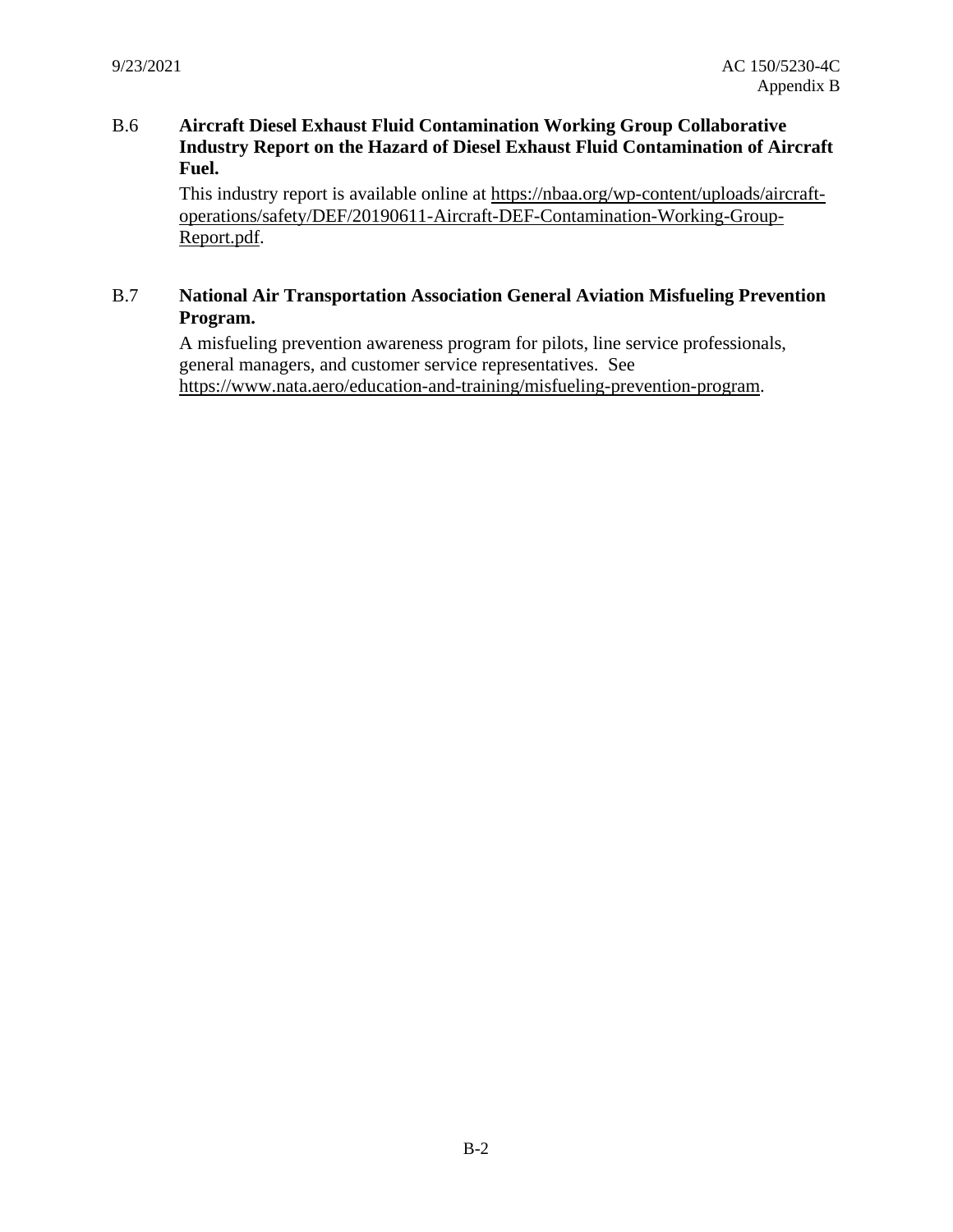## B.6 Aircraft Diesel Exhaust Fluid Contamination Working Group Collaborative Industry Report on the Hazard of Diesel Exhaust Fluid Contamination of Aircraft Fuel.

This industry report is available online at https://nbaa.org/wp-content/uploads/aircraft-operations/safety/DEF/20190611-Aircraft-DEF-Contamination-Working-Group-Report.pdf.

## B.7 National Air Transportation Association General Aviation Misfueling Prevention Program.

A misfueling prevention awareness program for pilots, line service professionals, general managers, and customer service representatives. See https://www.nata.aero/education-and-training/misfueling-prevention-program.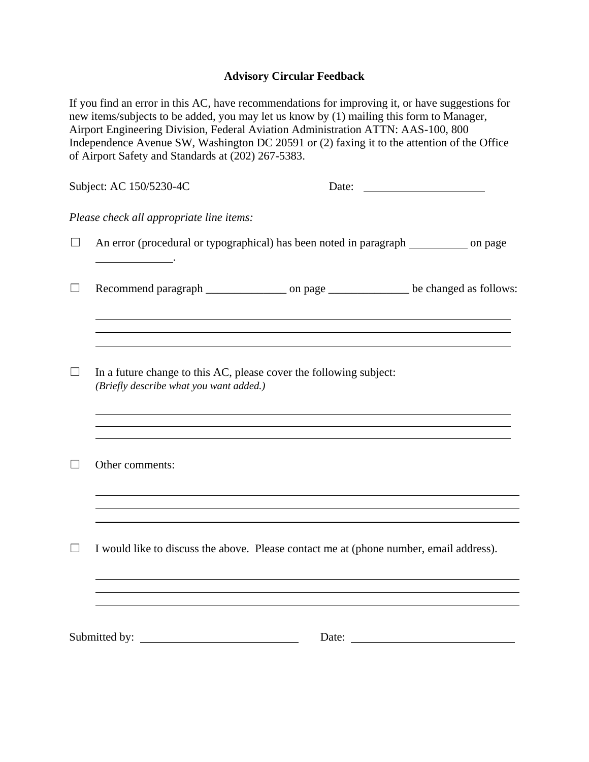## Advisory Circular Feedback

If you find an error in this AC, have recommendations for improving it, or have suggestions for new items/subjects to be added, you may let us know by (1) mailing this form to Manager, Airport Engineering Division, Federal Aviation Administration ATTN: AAS-100, 800 Independence Avenue SW, Washington DC 20591 or (2) faxing it to the attention of the Office of Airport Safety and Standards at (202) 267-5383.

Subject: AC 150/5230-4C　　　　Date: ____________________

*Please check all appropriate line items:*

☐ An error (procedural or typographical) has been noted in paragraph __________ on page ____________.

☐ Recommend paragraph ______________ on page ______________ be changed as follows:

______________________________________________________________________
______________________________________________________________________
______________________________________________________________________

☐ In a future change to this AC, please cover the following subject:
*(Briefly describe what you want added.)*

______________________________________________________________________
______________________________________________________________________
______________________________________________________________________

☐ Other comments:

______________________________________________________________________
______________________________________________________________________
______________________________________________________________________

☐ I would like to discuss the above. Please contact me at (phone number, email address).

______________________________________________________________________
______________________________________________________________________
______________________________________________________________________

Submitted by: ____________________________　　Date: ____________________________